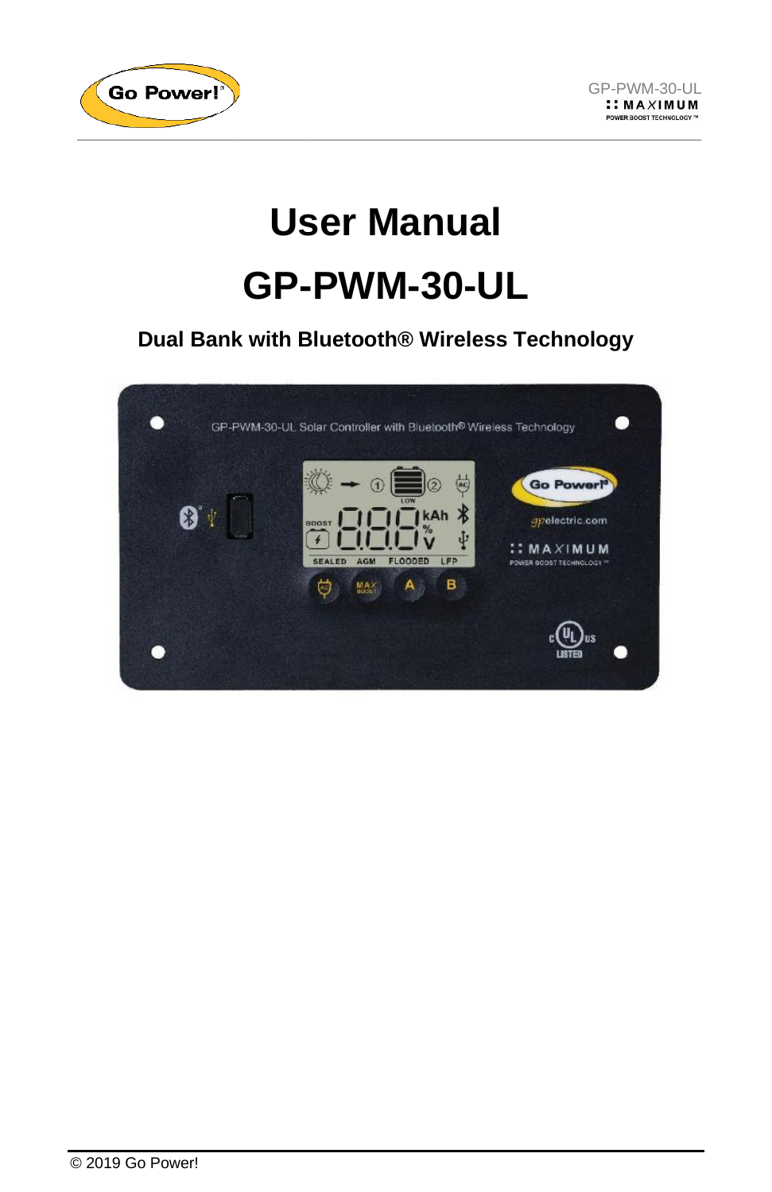# User Manual

# GP-PWM-30-UL

### Dual Bank with Bluetooth® Wireless Technology

© 2019 Go Power!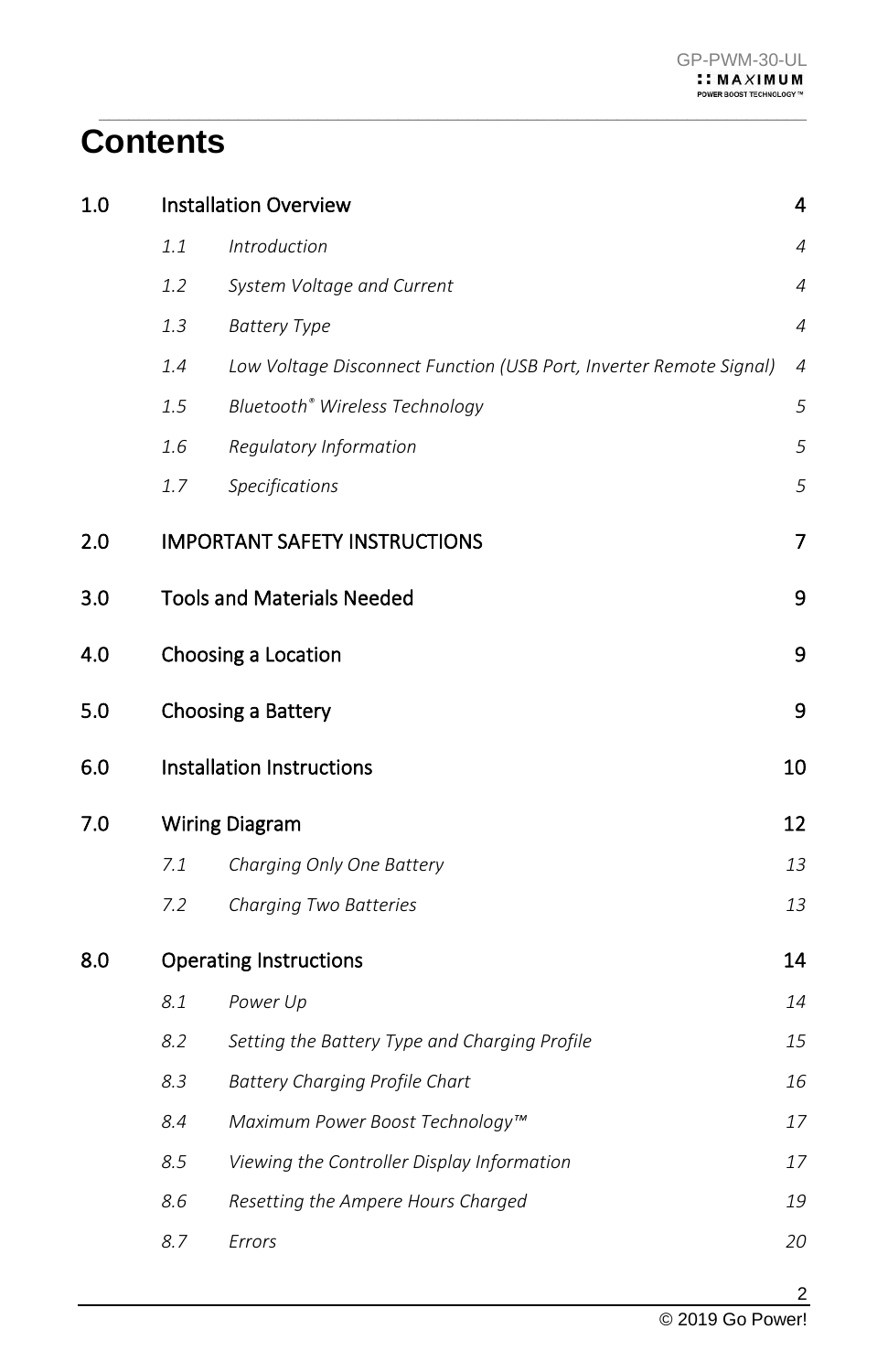# Contents

| | | | |
|---|---|---|---|
| 1.0 | Installation Overview | | 4 |
| | *1.1* | *Introduction* | *4* |
| | *1.2* | *System Voltage and Current* | *4* |
| | *1.3* | *Battery Type* | *4* |
| | *1.4* | *Low Voltage Disconnect Function (USB Port, Inverter Remote Signal)* | *4* |
| | *1.5* | *Bluetooth® Wireless Technology* | *5* |
| | *1.6* | *Regulatory Information* | *5* |
| | *1.7* | *Specifications* | *5* |
| 2.0 | IMPORTANT SAFETY INSTRUCTIONS | | 7 |
| 3.0 | Tools and Materials Needed | | 9 |
| 4.0 | Choosing a Location | | 9 |
| 5.0 | Choosing a Battery | | 9 |
| 6.0 | Installation Instructions | | 10 |
| 7.0 | Wiring Diagram | | 12 |
| | *7.1* | *Charging Only One Battery* | *13* |
| | *7.2* | *Charging Two Batteries* | *13* |
| 8.0 | Operating Instructions | | 14 |
| | *8.1* | *Power Up* | *14* |
| | *8.2* | *Setting the Battery Type and Charging Profile* | *15* |
| | *8.3* | *Battery Charging Profile Chart* | *16* |
| | *8.4* | *Maximum Power Boost Technology™* | *17* |
| | *8.5* | *Viewing the Controller Display Information* | *17* |
| | *8.6* | *Resetting the Ampere Hours Charged* | *19* |
| | *8.7* | *Errors* | *20* |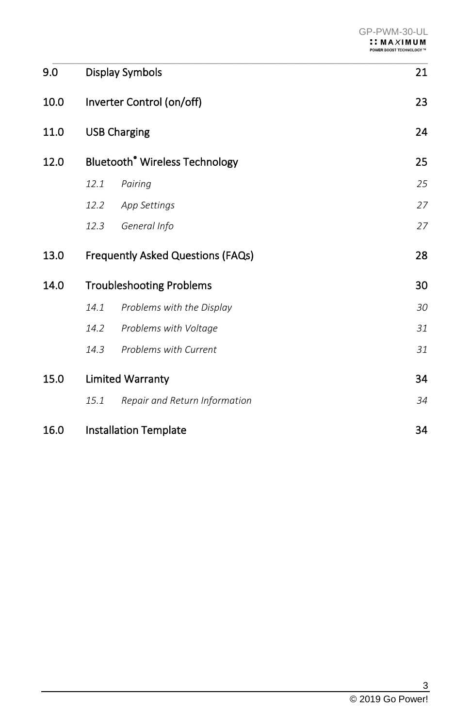| | | |
|---|---|---|
| 9.0 | Display Symbols | 21 |
| 10.0 | Inverter Control (on/off) | 23 |
| 11.0 | USB Charging | 24 |
| 12.0 | Bluetooth® Wireless Technology | 25 |
| | *12.1 Pairing* | *25* |
| | *12.2 App Settings* | *27* |
| | *12.3 General Info* | *27* |
| 13.0 | Frequently Asked Questions (FAQs) | 28 |
| 14.0 | Troubleshooting Problems | 30 |
| | *14.1 Problems with the Display* | *30* |
| | *14.2 Problems with Voltage* | *31* |
| | *14.3 Problems with Current* | *31* |
| 15.0 | Limited Warranty | 34 |
| | *15.1 Repair and Return Information* | *34* |
| 16.0 | Installation Template | 34 |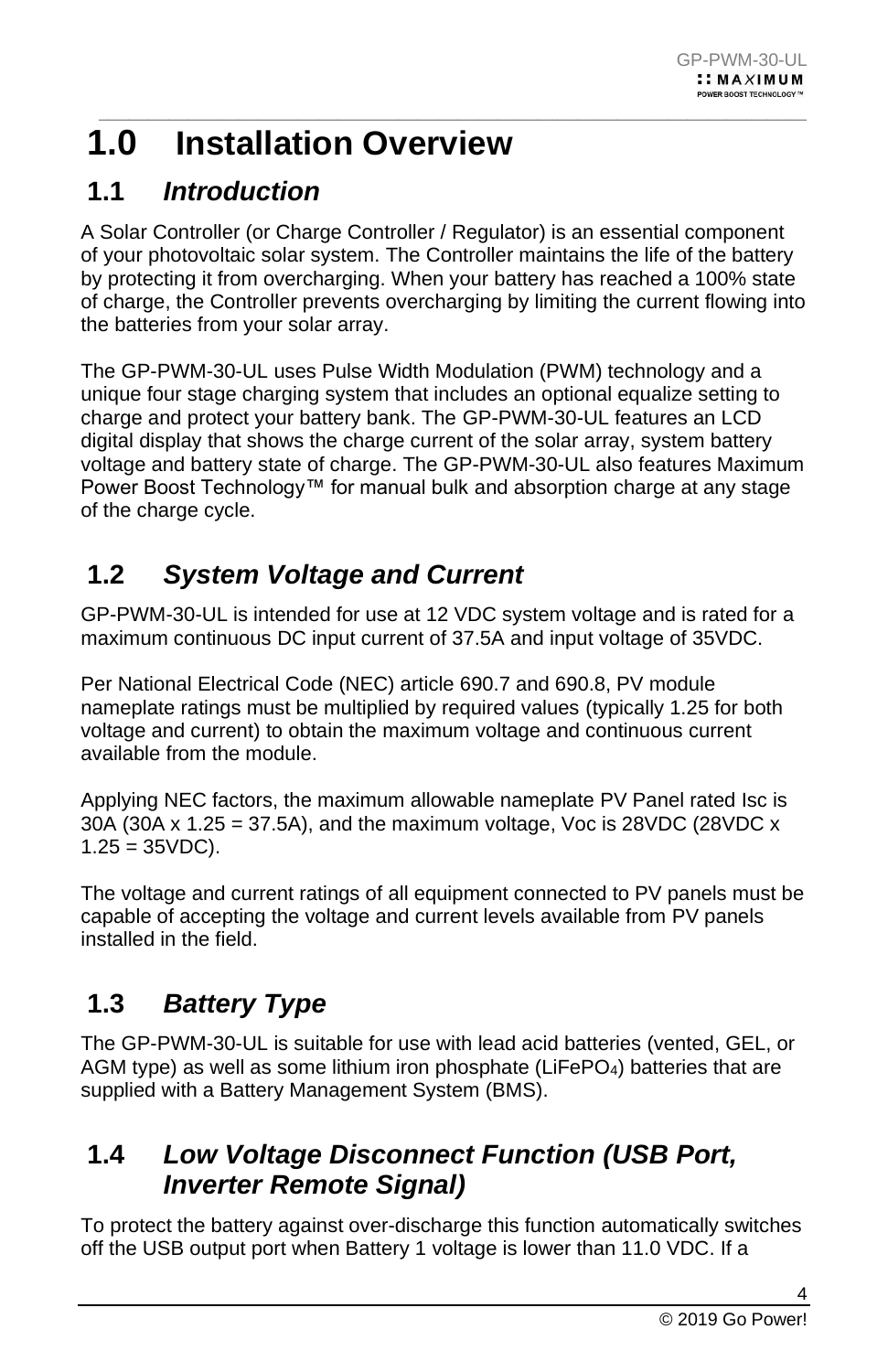# 1.0 Installation Overview

## 1.1 *Introduction*

A Solar Controller (or Charge Controller / Regulator) is an essential component of your photovoltaic solar system. The Controller maintains the life of the battery by protecting it from overcharging. When your battery has reached a 100% state of charge, the Controller prevents overcharging by limiting the current flowing into the batteries from your solar array.

The GP-PWM-30-UL uses Pulse Width Modulation (PWM) technology and a unique four stage charging system that includes an optional equalize setting to charge and protect your battery bank. The GP-PWM-30-UL features an LCD digital display that shows the charge current of the solar array, system battery voltage and battery state of charge. The GP-PWM-30-UL also features Maximum Power Boost Technology™ for manual bulk and absorption charge at any stage of the charge cycle.

## 1.2 *System Voltage and Current*

GP-PWM-30-UL is intended for use at 12 VDC system voltage and is rated for a maximum continuous DC input current of 37.5A and input voltage of 35VDC.

Per National Electrical Code (NEC) article 690.7 and 690.8, PV module nameplate ratings must be multiplied by required values (typically 1.25 for both voltage and current) to obtain the maximum voltage and continuous current available from the module.

Applying NEC factors, the maximum allowable nameplate PV Panel rated Isc is 30A (30A x 1.25 = 37.5A), and the maximum voltage, Voc is 28VDC (28VDC x 1.25 = 35VDC).

The voltage and current ratings of all equipment connected to PV panels must be capable of accepting the voltage and current levels available from PV panels installed in the field.

## 1.3 *Battery Type*

The GP-PWM-30-UL is suitable for use with lead acid batteries (vented, GEL, or AGM type) as well as some lithium iron phosphate ($LiFePO_4$) batteries that are supplied with a Battery Management System (BMS).

## 1.4 *Low Voltage Disconnect Function (USB Port, Inverter Remote Signal)*

To protect the battery against over-discharge this function automatically switches off the USB output port when Battery 1 voltage is lower than 11.0 VDC. If a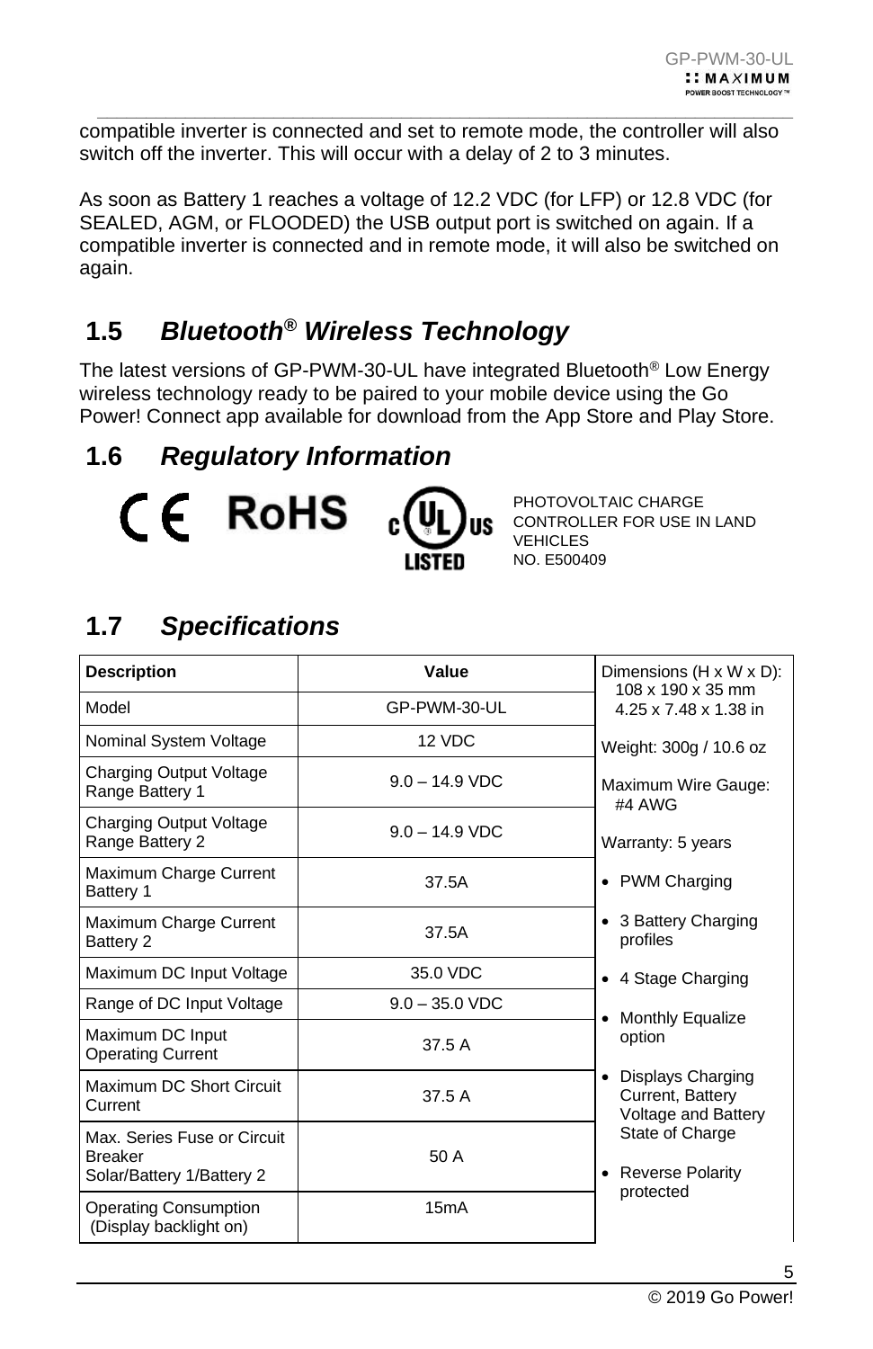compatible inverter is connected and set to remote mode, the controller will also switch off the inverter. This will occur with a delay of 2 to 3 minutes.

As soon as Battery 1 reaches a voltage of 12.2 VDC (for LFP) or 12.8 VDC (for SEALED, AGM, or FLOODED) the USB output port is switched on again. If a compatible inverter is connected and in remote mode, it will also be switched on again.

## 1.5 *Bluetooth® Wireless Technology*

The latest versions of GP-PWM-30-UL have integrated Bluetooth® Low Energy wireless technology ready to be paired to your mobile device using the Go Power! Connect app available for download from the App Store and Play Store.

## 1.6 *Regulatory Information*

CE RoHS c UL us LISTED

PHOTOVOLTAIC CHARGE CONTROLLER FOR USE IN LAND VEHICLES
NO. E500409

## 1.7 *Specifications*

| Description | Value |
|---|---|
| Model | GP-PWM-30-UL |
| Nominal System Voltage | 12 VDC |
| Charging Output Voltage Range Battery 1 | 9.0 – 14.9 VDC |
| Charging Output Voltage Range Battery 2 | 9.0 – 14.9 VDC |
| Maximum Charge Current Battery 1 | 37.5A |
| Maximum Charge Current Battery 2 | 37.5A |
| Maximum DC Input Voltage | 35.0 VDC |
| Range of DC Input Voltage | 9.0 – 35.0 VDC |
| Maximum DC Input Operating Current | 37.5 A |
| Maximum DC Short Circuit Current | 37.5 A |
| Max. Series Fuse or Circuit Breaker Solar/Battery 1/Battery 2 | 50 A |
| Operating Consumption (Display backlight on) | 15mA |

Dimensions (H x W x D):
108 x 190 x 35 mm
4.25 x 7.48 x 1.38 in

Weight: 300g / 10.6 oz

Maximum Wire Gauge: #4 AWG

Warranty: 5 years

- PWM Charging
- 3 Battery Charging profiles
- 4 Stage Charging
- Monthly Equalize option
- Displays Charging Current, Battery Voltage and Battery State of Charge
- Reverse Polarity protected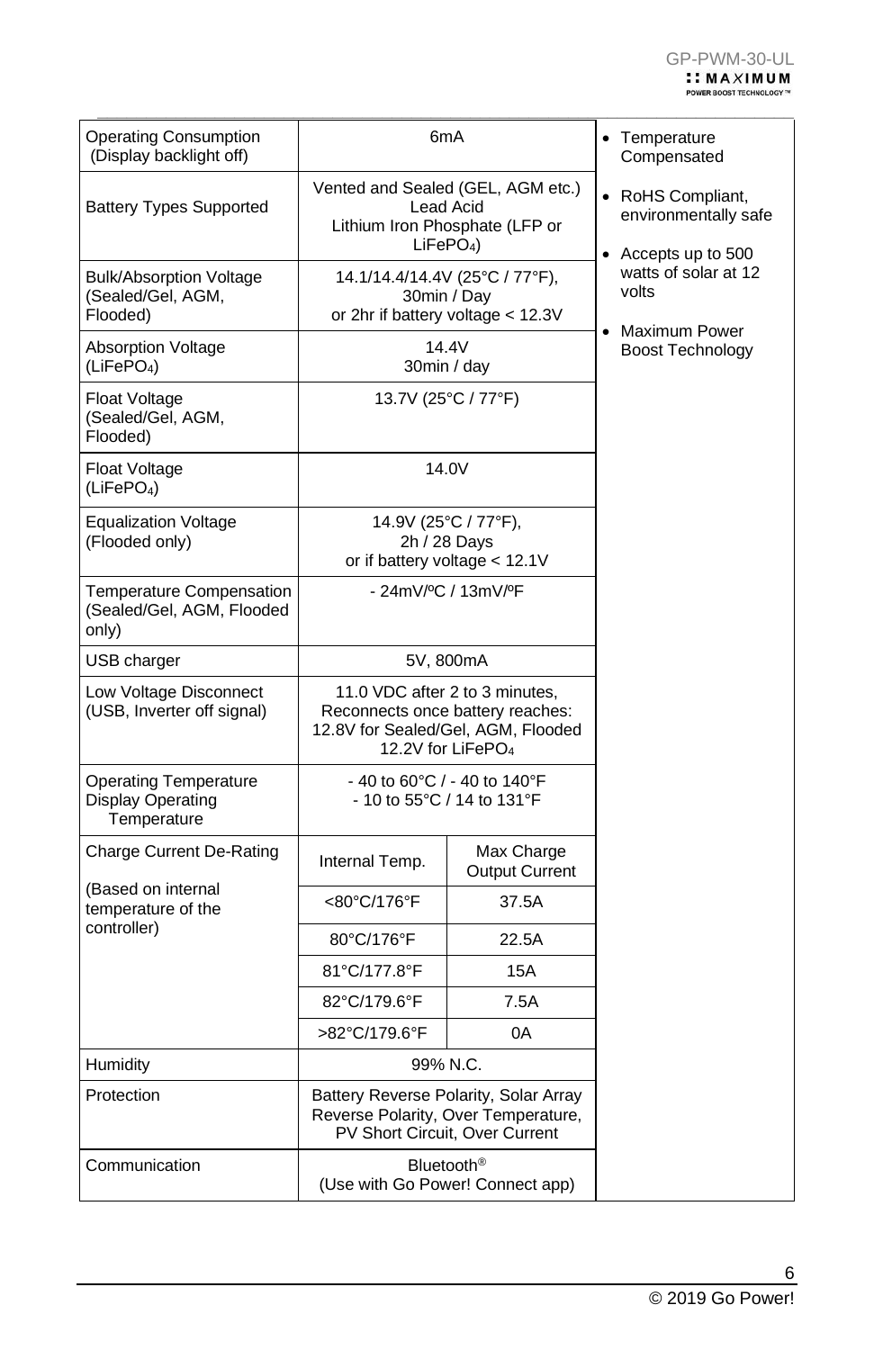| | |
|---|---|
| Operating Consumption (Display backlight off) | 6mA |
| Battery Types Supported | Vented and Sealed (GEL, AGM etc.) Lead Acid<br>Lithium Iron Phosphate (LFP or $LiFePO_4$) |
| Bulk/Absorption Voltage (Sealed/Gel, AGM, Flooded) | 14.1/14.4/14.4V (25°C / 77°F), 30min / Day<br>or 2hr if battery voltage < 12.3V |
| Absorption Voltage ($LiFePO_4$) | 14.4V<br>30min / day |
| Float Voltage (Sealed/Gel, AGM, Flooded) | 13.7V (25°C / 77°F) |
| Float Voltage ($LiFePO_4$) | 14.0V |
| Equalization Voltage (Flooded only) | 14.9V (25°C / 77°F),<br>2h / 28 Days<br>or if battery voltage < 12.1V |
| Temperature Compensation (Sealed/Gel, AGM, Flooded only) | - 24mV/ºC / 13mV/ºF |
| USB charger | 5V, 800mA |
| Low Voltage Disconnect (USB, Inverter off signal) | 11.0 VDC after 2 to 3 minutes,<br>Reconnects once battery reaches:<br>12.8V for Sealed/Gel, AGM, Flooded<br>12.2V for $LiFePO_4$ |
| Operating Temperature<br>Display Operating Temperature | - 40 to 60°C / - 40 to 140°F<br>- 10 to 55°C / 14 to 131°F |

| Charge Current De-Rating (Based on internal temperature of the controller) | Internal Temp. | Max Charge Output Current |
|---|---|---|
| | <80°C/176°F | 37.5A |
| | 80°C/176°F | 22.5A |
| | 81°C/177.8°F | 15A |
| | 82°C/179.6°F | 7.5A |
| | >82°C/179.6°F | 0A |

| | |
|---|---|
| Humidity | 99% N.C. |
| Protection | Battery Reverse Polarity, Solar Array Reverse Polarity, Over Temperature, PV Short Circuit, Over Current |
| Communication | Bluetooth®<br>(Use with Go Power! Connect app) |

- Temperature Compensated
- RoHS Compliant, environmentally safe
- Accepts up to 500 watts of solar at 12 volts
- Maximum Power Boost Technology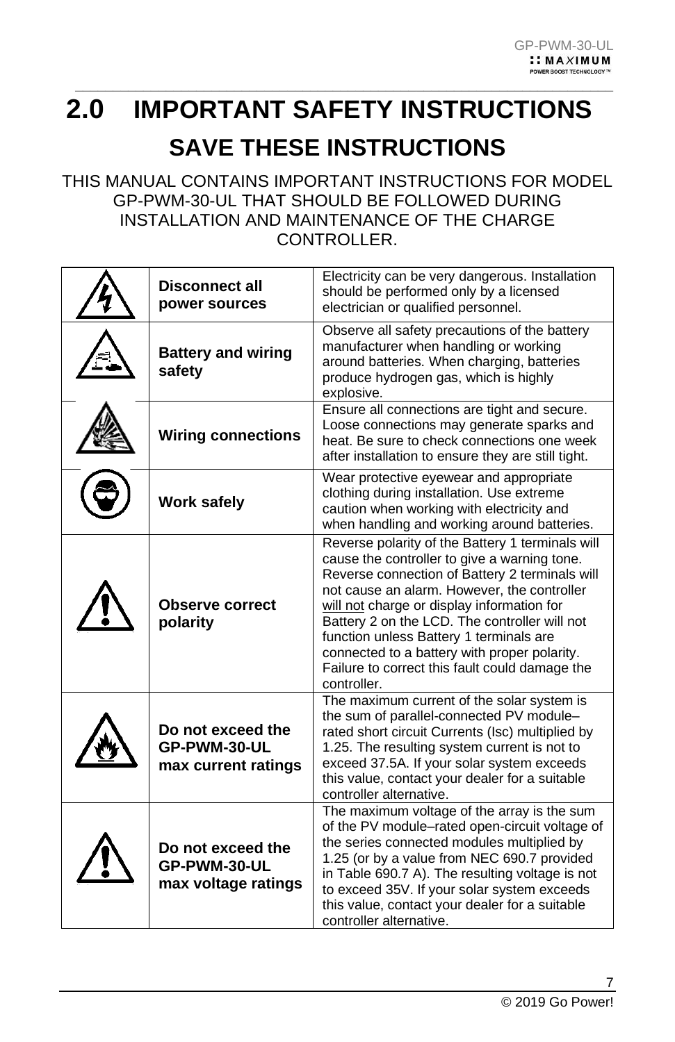# 2.0 IMPORTANT SAFETY INSTRUCTIONS

## SAVE THESE INSTRUCTIONS

THIS MANUAL CONTAINS IMPORTANT INSTRUCTIONS FOR MODEL GP-PWM-30-UL THAT SHOULD BE FOLLOWED DURING INSTALLATION AND MAINTENANCE OF THE CHARGE CONTROLLER.

| | | |
|---|---|---|
| | **Disconnect all power sources** | Electricity can be very dangerous. Installation should be performed only by a licensed electrician or qualified personnel. |
| | **Battery and wiring safety** | Observe all safety precautions of the battery manufacturer when handling or working around batteries. When charging, batteries produce hydrogen gas, which is highly explosive. |
| | **Wiring connections** | Ensure all connections are tight and secure. Loose connections may generate sparks and heat. Be sure to check connections one week after installation to ensure they are still tight. |
| | **Work safely** | Wear protective eyewear and appropriate clothing during installation. Use extreme caution when working with electricity and when handling and working around batteries. |
| | **Observe correct polarity** | Reverse polarity of the Battery 1 terminals will cause the controller to give a warning tone. Reverse connection of Battery 2 terminals will not cause an alarm. However, the controller will not charge or display information for Battery 2 on the LCD. The controller will not function unless Battery 1 terminals are connected to a battery with proper polarity. Failure to correct this fault could damage the controller. |
| | **Do not exceed the GP-PWM-30-UL max current ratings** | The maximum current of the solar system is the sum of parallel-connected PV module–rated short circuit Currents (Isc) multiplied by 1.25. The resulting system current is not to exceed 37.5A. If your solar system exceeds this value, contact your dealer for a suitable controller alternative. |
| | **Do not exceed the GP-PWM-30-UL max voltage ratings** | The maximum voltage of the array is the sum of the PV module–rated open-circuit voltage of the series connected modules multiplied by 1.25 (or by a value from NEC 690.7 provided in Table 690.7 A). The resulting voltage is not to exceed 35V. If your solar system exceeds this value, contact your dealer for a suitable controller alternative. |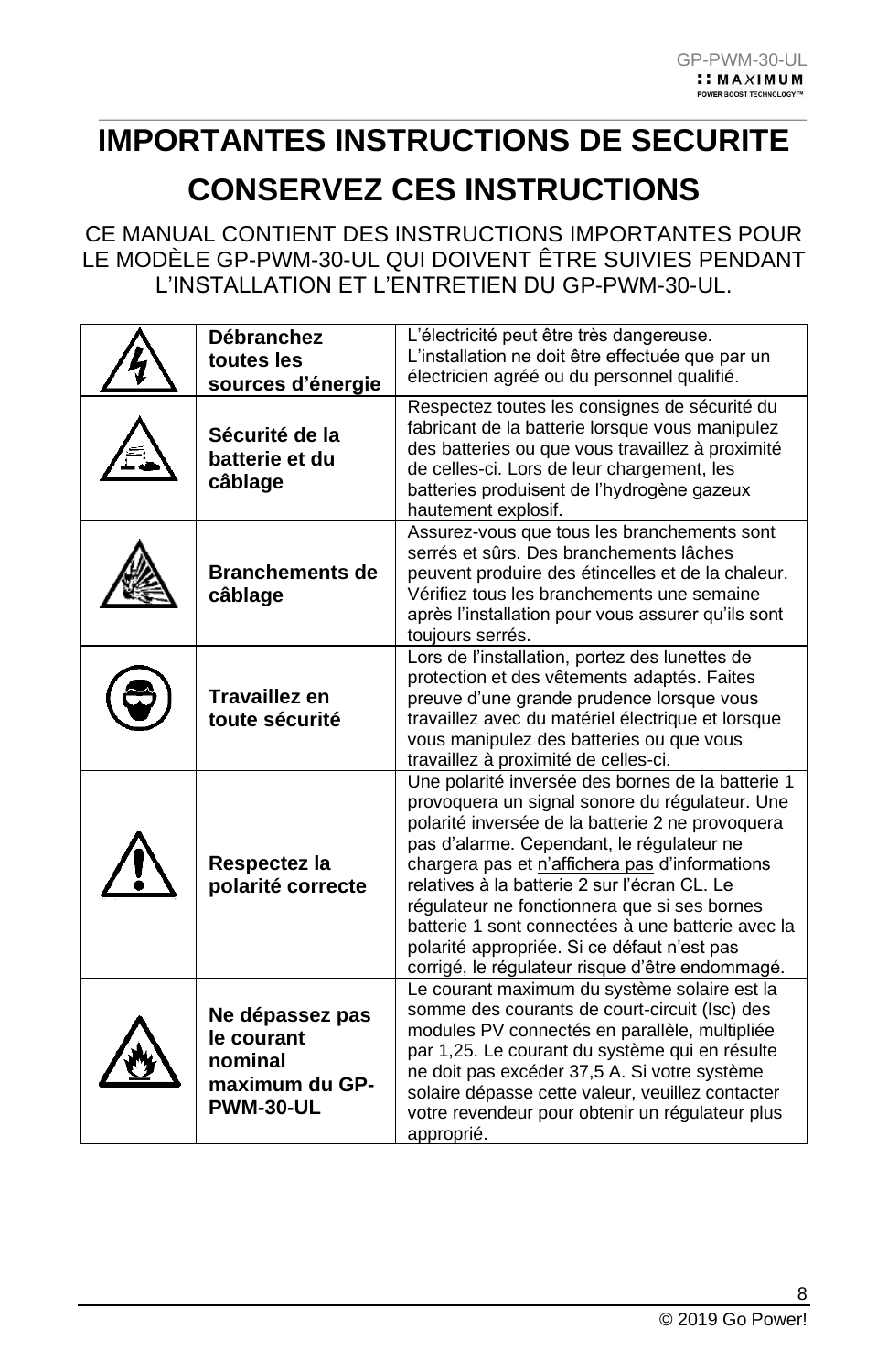# IMPORTANTES INSTRUCTIONS DE SECURITE

# CONSERVEZ CES INSTRUCTIONS

CE MANUAL CONTIENT DES INSTRUCTIONS IMPORTANTES POUR LE MODÈLE GP-PWM-30-UL QUI DOIVENT ÊTRE SUIVIES PENDANT L'INSTALLATION ET L'ENTRETIEN DU GP-PWM-30-UL.

| | | |
|---|---|---|
| | **Débranchez toutes les sources d'énergie** | L'électricité peut être très dangereuse. L'installation ne doit être effectuée que par un électricien agréé ou du personnel qualifié. |
| | **Sécurité de la batterie et du câblage** | Respectez toutes les consignes de sécurité du fabricant de la batterie lorsque vous manipulez des batteries ou que vous travaillez à proximité de celles-ci. Lors de leur chargement, les batteries produisent de l'hydrogène gazeux hautement explosif. |
| | **Branchements de câblage** | Assurez-vous que tous les branchements sont serrés et sûrs. Des branchements lâches peuvent produire des étincelles et de la chaleur. Vérifiez tous les branchements une semaine après l'installation pour vous assurer qu'ils sont toujours serrés. |
| | **Travaillez en toute sécurité** | Lors de l'installation, portez des lunettes de protection et des vêtements adaptés. Faites preuve d'une grande prudence lorsque vous travaillez avec du matériel électrique et lorsque vous manipulez des batteries ou que vous travaillez à proximité de celles-ci. |
| | **Respectez la polarité correcte** | Une polarité inversée des bornes de la batterie 1 provoquera un signal sonore du régulateur. Une polarité inversée de la batterie 2 ne provoquera pas d'alarme. Cependant, le régulateur ne chargera pas et n'affichera pas d'informations relatives à la batterie 2 sur l'écran CL. Le régulateur ne fonctionnera que si ses bornes batterie 1 sont connectées à une batterie avec la polarité appropriée. Si ce défaut n'est pas corrigé, le régulateur risque d'être endommagé. |
| | **Ne dépassez pas le courant nominal maximum du GP-PWM-30-UL** | Le courant maximum du système solaire est la somme des courants de court-circuit (Isc) des modules PV connectés en parallèle, multipliée par 1,25. Le courant du système qui en résulte ne doit pas excéder 37,5 A. Si votre système solaire dépasse cette valeur, veuillez contacter votre revendeur pour obtenir un régulateur plus approprié. |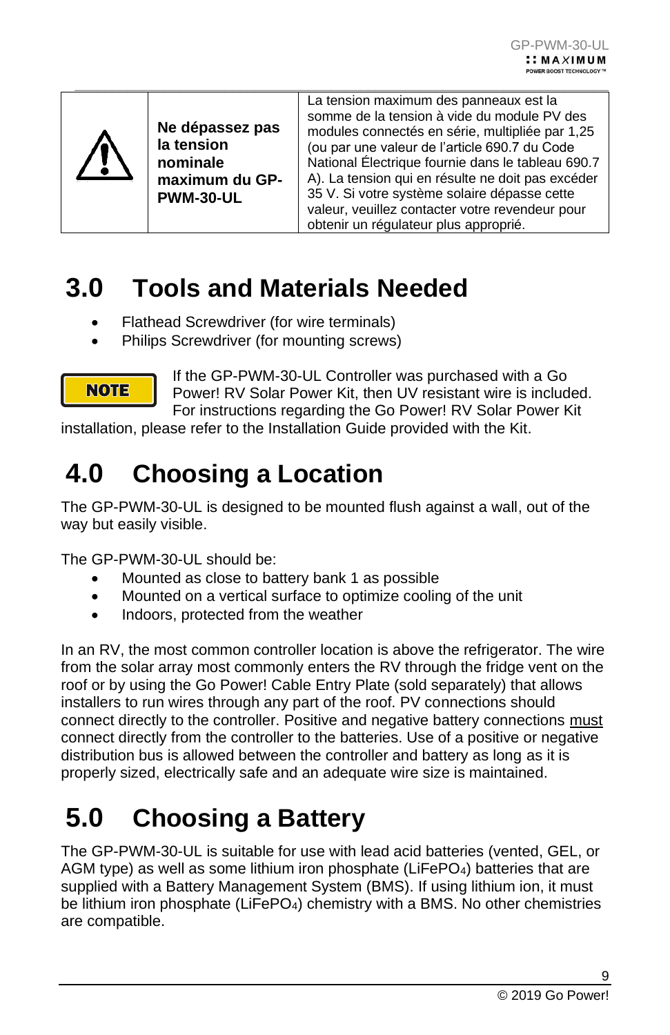| ⚠ | **Ne dépassez pas la tension nominale maximum du GP-PWM-30-UL** | La tension maximum des panneaux est la somme de la tension à vide du module PV des modules connectés en série, multipliée par 1,25 (ou par une valeur de l'article 690.7 du Code National Électrique fournie dans le tableau 690.7 A). La tension qui en résulte ne doit pas excéder 35 V. Si votre système solaire dépasse cette valeur, veuillez contacter votre revendeur pour obtenir un régulateur plus approprié. |
|---|---|---|

# 3.0 Tools and Materials Needed

- Flathead Screwdriver (for wire terminals)
- Philips Screwdriver (for mounting screws)

**NOTE** If the GP-PWM-30-UL Controller was purchased with a Go Power! RV Solar Power Kit, then UV resistant wire is included. For instructions regarding the Go Power! RV Solar Power Kit installation, please refer to the Installation Guide provided with the Kit.

# 4.0 Choosing a Location

The GP-PWM-30-UL is designed to be mounted flush against a wall, out of the way but easily visible.

The GP-PWM-30-UL should be:

- Mounted as close to battery bank 1 as possible
- Mounted on a vertical surface to optimize cooling of the unit
- Indoors, protected from the weather

In an RV, the most common controller location is above the refrigerator. The wire from the solar array most commonly enters the RV through the fridge vent on the roof or by using the Go Power! Cable Entry Plate (sold separately) that allows installers to run wires through any part of the roof. PV connections should connect directly to the controller. Positive and negative battery connections <u>must</u> connect directly from the controller to the batteries. Use of a positive or negative distribution bus is allowed between the controller and battery as long as it is properly sized, electrically safe and an adequate wire size is maintained.

# 5.0 Choosing a Battery

The GP-PWM-30-UL is suitable for use with lead acid batteries (vented, GEL, or AGM type) as well as some lithium iron phosphate ($LiFePO_4$) batteries that are supplied with a Battery Management System (BMS). If using lithium ion, it must be lithium iron phosphate ($LiFePO_4$) chemistry with a BMS. No other chemistries are compatible.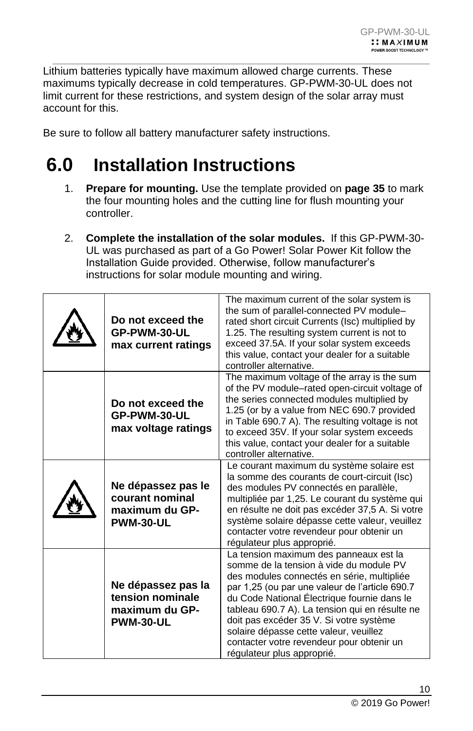Lithium batteries typically have maximum allowed charge currents. These maximums typically decrease in cold temperatures. GP-PWM-30-UL does not limit current for these restrictions, and system design of the solar array must account for this.

Be sure to follow all battery manufacturer safety instructions.

# 6.0 Installation Instructions

1. **Prepare for mounting.** Use the template provided on **page 35** to mark the four mounting holes and the cutting line for flush mounting your controller.

2. **Complete the installation of the solar modules.** If this GP-PWM-30-UL was purchased as part of a Go Power! Solar Power Kit follow the Installation Guide provided. Otherwise, follow manufacturer's instructions for solar module mounting and wiring.

| | | |
|---|---|---|
| | **Do not exceed the GP-PWM-30-UL max current ratings** | The maximum current of the solar system is the sum of parallel-connected PV module–rated short circuit Currents (Isc) multiplied by 1.25. The resulting system current is not to exceed 37.5A. If your solar system exceeds this value, contact your dealer for a suitable controller alternative. |
| | **Do not exceed the GP-PWM-30-UL max voltage ratings** | The maximum voltage of the array is the sum of the PV module–rated open-circuit voltage of the series connected modules multiplied by 1.25 (or by a value from NEC 690.7 provided in Table 690.7 A). The resulting voltage is not to exceed 35V. If your solar system exceeds this value, contact your dealer for a suitable controller alternative. |
| | **Ne dépassez pas le courant nominal maximum du GP-PWM-30-UL** | Le courant maximum du système solaire est la somme des courants de court-circuit (Isc) des modules PV connectés en parallèle, multipliée par 1,25. Le courant du système qui en résulte ne doit pas excéder 37,5 A. Si votre système solaire dépasse cette valeur, veuillez contacter votre revendeur pour obtenir un régulateur plus approprié. |
| | **Ne dépassez pas la tension nominale maximum du GP-PWM-30-UL** | La tension maximum des panneaux est la somme de la tension à vide du module PV des modules connectés en série, multipliée par 1,25 (ou par une valeur de l'article 690.7 du Code National Électrique fournie dans le tableau 690.7 A). La tension qui en résulte ne doit pas excéder 35 V. Si votre système solaire dépasse cette valeur, veuillez contacter votre revendeur pour obtenir un régulateur plus approprié. |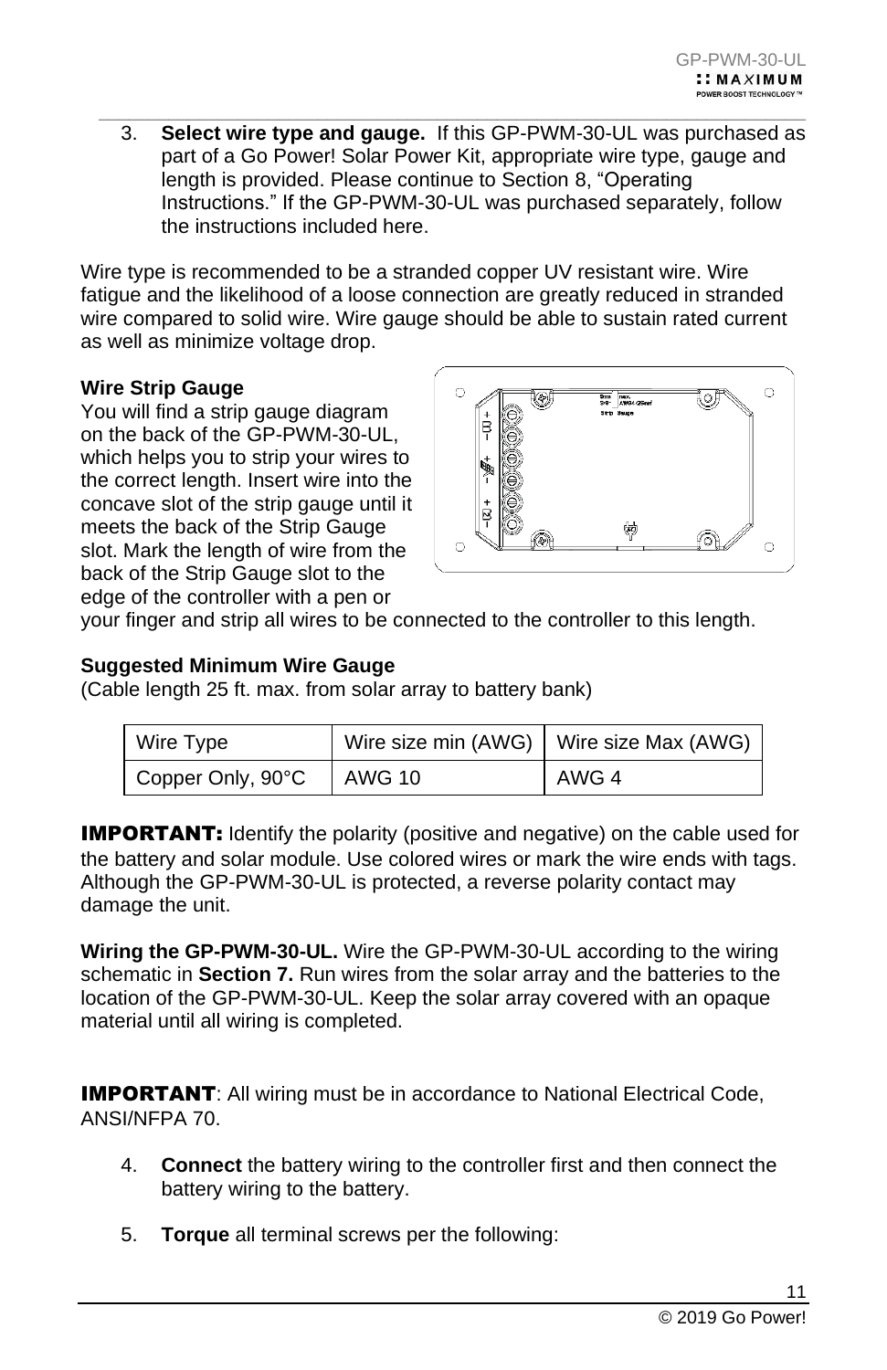3. **Select wire type and gauge.** If this GP-PWM-30-UL was purchased as part of a Go Power! Solar Power Kit, appropriate wire type, gauge and length is provided. Please continue to Section 8, "Operating Instructions." If the GP-PWM-30-UL was purchased separately, follow the instructions included here.

Wire type is recommended to be a stranded copper UV resistant wire. Wire fatigue and the likelihood of a loose connection are greatly reduced in stranded wire compared to solid wire. Wire gauge should be able to sustain rated current as well as minimize voltage drop.

**Wire Strip Gauge**

You will find a strip gauge diagram on the back of the GP-PWM-30-UL, which helps you to strip your wires to the correct length. Insert wire into the concave slot of the strip gauge until it meets the back of the Strip Gauge slot. Mark the length of wire from the back of the Strip Gauge slot to the edge of the controller with a pen or your finger and strip all wires to be connected to the controller to this length.

**Suggested Minimum Wire Gauge**

(Cable length 25 ft. max. from solar array to battery bank)

| Wire Type | Wire size min (AWG) | Wire size Max (AWG) |
|---|---|---|
| Copper Only, 90°C | AWG 10 | AWG 4 |

**IMPORTANT:** Identify the polarity (positive and negative) on the cable used for the battery and solar module. Use colored wires or mark the wire ends with tags. Although the GP-PWM-30-UL is protected, a reverse polarity contact may damage the unit.

**Wiring the GP-PWM-30-UL.** Wire the GP-PWM-30-UL according to the wiring schematic in **Section 7.** Run wires from the solar array and the batteries to the location of the GP-PWM-30-UL. Keep the solar array covered with an opaque material until all wiring is completed.

**IMPORTANT**: All wiring must be in accordance to National Electrical Code, ANSI/NFPA 70.

4. **Connect** the battery wiring to the controller first and then connect the battery wiring to the battery.

5. **Torque** all terminal screws per the following: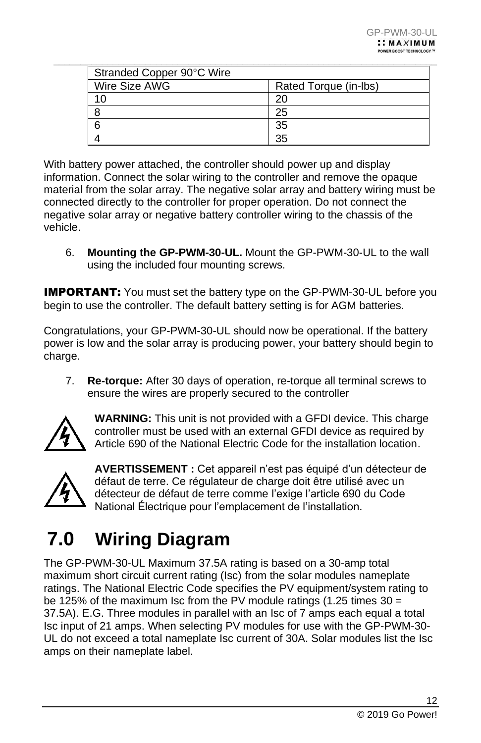| Stranded Copper 90°C Wire | |
|---|---|
| Wire Size AWG | Rated Torque (in-lbs) |
| 10 | 20 |
| 8 | 25 |
| 6 | 35 |
| 4 | 35 |

With battery power attached, the controller should power up and display information. Connect the solar wiring to the controller and remove the opaque material from the solar array. The negative solar array and battery wiring must be connected directly to the controller for proper operation. Do not connect the negative solar array or negative battery controller wiring to the chassis of the vehicle.

6. **Mounting the GP-PWM-30-UL.** Mount the GP-PWM-30-UL to the wall using the included four mounting screws.

**IMPORTANT:** You must set the battery type on the GP-PWM-30-UL before you begin to use the controller. The default battery setting is for AGM batteries.

Congratulations, your GP-PWM-30-UL should now be operational. If the battery power is low and the solar array is producing power, your battery should begin to charge.

7. **Re-torque:** After 30 days of operation, re-torque all terminal screws to ensure the wires are properly secured to the controller

**WARNING:** This unit is not provided with a GFDI device. This charge controller must be used with an external GFDI device as required by Article 690 of the National Electric Code for the installation location.

**AVERTISSEMENT :** Cet appareil n'est pas équipé d'un détecteur de défaut de terre. Ce régulateur de charge doit être utilisé avec un détecteur de défaut de terre comme l'exige l'article 690 du Code National Électrique pour l'emplacement de l'installation.

# 7.0 Wiring Diagram

The GP-PWM-30-UL Maximum 37.5A rating is based on a 30-amp total maximum short circuit current rating (Isc) from the solar modules nameplate ratings. The National Electric Code specifies the PV equipment/system rating to be 125% of the maximum Isc from the PV module ratings (1.25 times 30 = 37.5A). E.G. Three modules in parallel with an Isc of 7 amps each equal a total Isc input of 21 amps. When selecting PV modules for use with the GP-PWM-30-UL do not exceed a total nameplate Isc current of 30A. Solar modules list the Isc amps on their nameplate label.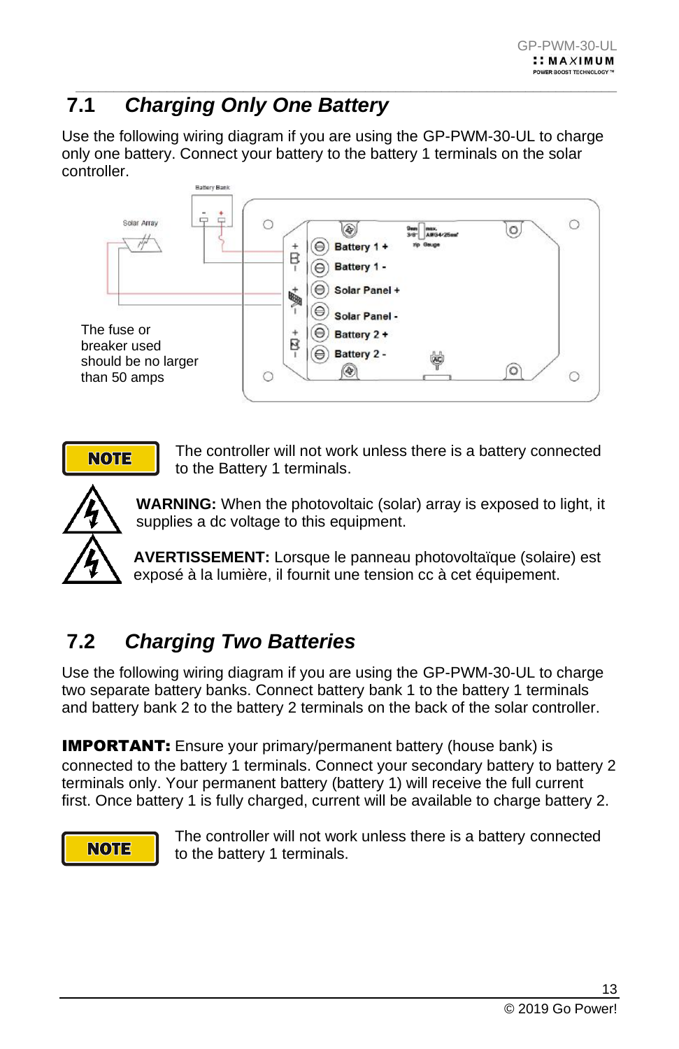## 7.1 *Charging Only One Battery*

Use the following wiring diagram if you are using the GP-PWM-30-UL to charge only one battery. Connect your battery to the battery 1 terminals on the solar controller.

The fuse or breaker used should be no larger than 50 amps

**NOTE** The controller will not work unless there is a battery connected to the Battery 1 terminals.

**WARNING:** When the photovoltaic (solar) array is exposed to light, it supplies a dc voltage to this equipment.

**AVERTISSEMENT:** Lorsque le panneau photovoltaïque (solaire) est exposé à la lumière, il fournit une tension cc à cet équipement.

## 7.2 *Charging Two Batteries*

Use the following wiring diagram if you are using the GP-PWM-30-UL to charge two separate battery banks. Connect battery bank 1 to the battery 1 terminals and battery bank 2 to the battery 2 terminals on the back of the solar controller.

**IMPORTANT:** Ensure your primary/permanent battery (house bank) is connected to the battery 1 terminals. Connect your secondary battery to battery 2 terminals only. Your permanent battery (battery 1) will receive the full current first. Once battery 1 is fully charged, current will be available to charge battery 2.

**NOTE** The controller will not work unless there is a battery connected to the battery 1 terminals.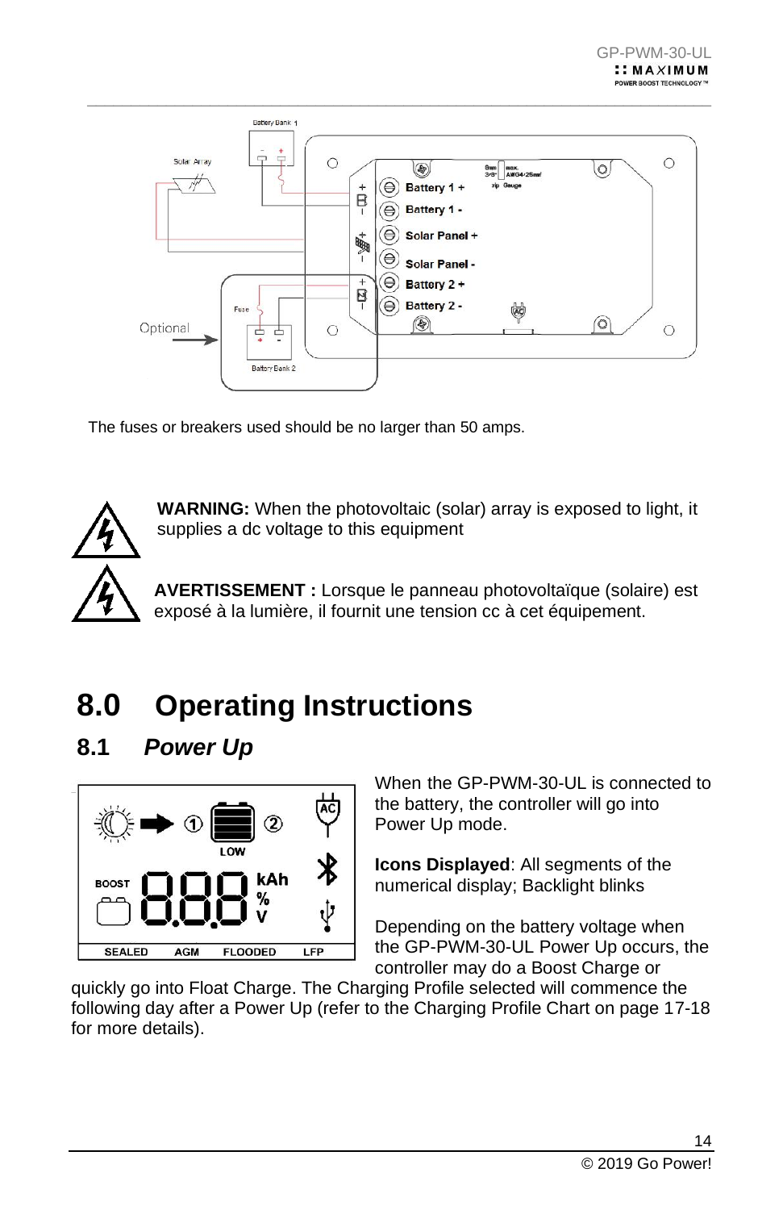The fuses or breakers used should be no larger than 50 amps.

**WARNING:** When the photovoltaic (solar) array is exposed to light, it supplies a dc voltage to this equipment

**AVERTISSEMENT :** Lorsque le panneau photovoltaïque (solaire) est exposé à la lumière, il fournit une tension cc à cet équipement.

# 8.0 Operating Instructions

## 8.1 *Power Up*

When the GP-PWM-30-UL is connected to the battery, the controller will go into Power Up mode.

**Icons Displayed**: All segments of the numerical display; Backlight blinks

Depending on the battery voltage when the GP-PWM-30-UL Power Up occurs, the controller may do a Boost Charge or quickly go into Float Charge. The Charging Profile selected will commence the following day after a Power Up (refer to the Charging Profile Chart on page 17-18 for more details).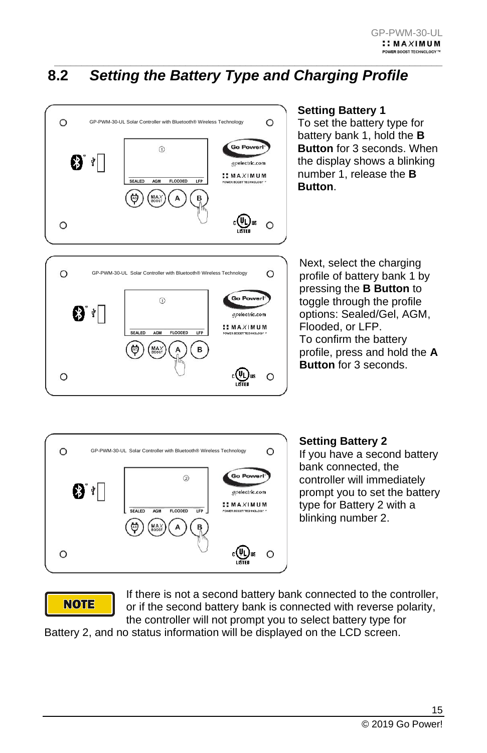## 8.2 *Setting the Battery Type and Charging Profile*

**Setting Battery 1**

To set the battery type for battery bank 1, hold the **B Button** for 3 seconds. When the display shows a blinking number 1, release the **B Button**.

Next, select the charging profile of battery bank 1 by pressing the **B Button** to toggle through the profile options: Sealed/Gel, AGM, Flooded, or LFP.
To confirm the battery profile, press and hold the **A Button** for 3 seconds.

**Setting Battery 2**

If you have a second battery bank connected, the controller will immediately prompt you to set the battery type for Battery 2 with a blinking number 2.

**NOTE** If there is not a second battery bank connected to the controller, or if the second battery bank is connected with reverse polarity, the controller will not prompt you to select battery type for Battery 2, and no status information will be displayed on the LCD screen.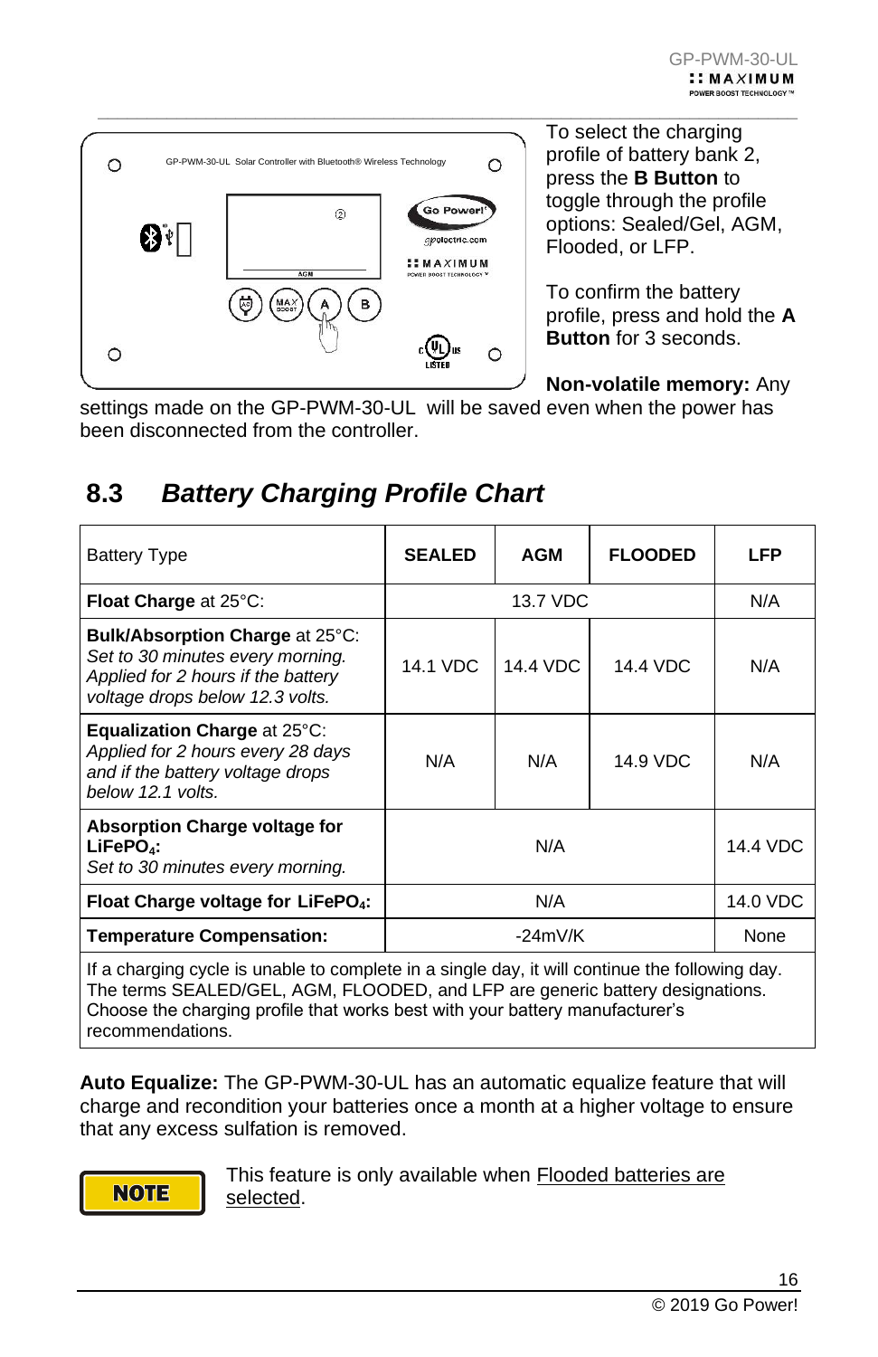To select the charging profile of battery bank 2, press the **B Button** to toggle through the profile options: Sealed/Gel, AGM, Flooded, or LFP.

To confirm the battery profile, press and hold the **A Button** for 3 seconds.

**Non-volatile memory:** Any settings made on the GP-PWM-30-UL will be saved even when the power has been disconnected from the controller.

## 8.3 *Battery Charging Profile Chart*

| Battery Type | SEALED | AGM | FLOODED | LFP |
|---|---|---|---|---|
| **Float Charge** at 25°C: | 13.7 VDC | | | N/A |
| **Bulk/Absorption Charge** at 25°C: *Set to 30 minutes every morning. Applied for 2 hours if the battery voltage drops below 12.3 volts.* | 14.1 VDC | 14.4 VDC | 14.4 VDC | N/A |
| **Equalization Charge** at 25°C: *Applied for 2 hours every 28 days and if the battery voltage drops below 12.1 volts.* | N/A | N/A | 14.9 VDC | N/A |
| **Absorption Charge voltage for $LiFePO_4$:** *Set to 30 minutes every morning.* | N/A | | | 14.4 VDC |
| **Float Charge voltage for $LiFePO_4$:** | N/A | | | 14.0 VDC |
| **Temperature Compensation:** | -24mV/K | | | None |

If a charging cycle is unable to complete in a single day, it will continue the following day. The terms SEALED/GEL, AGM, FLOODED, and LFP are generic battery designations. Choose the charging profile that works best with your battery manufacturer's recommendations.

**Auto Equalize:** The GP-PWM-30-UL has an automatic equalize feature that will charge and recondition your batteries once a month at a higher voltage to ensure that any excess sulfation is removed.

**NOTE**

This feature is only available when Flooded batteries are selected.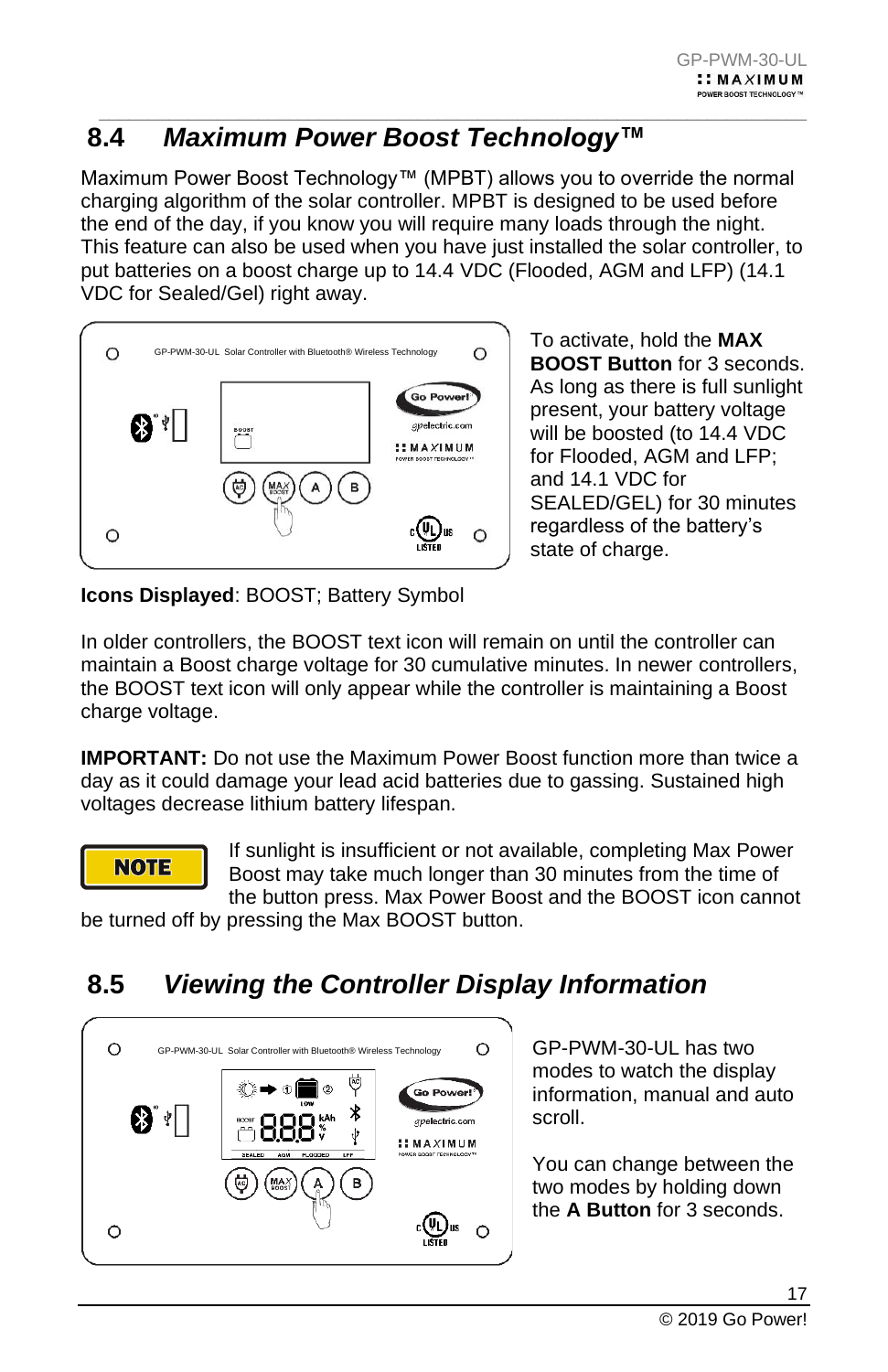## 8.4 *Maximum Power Boost Technology™*

Maximum Power Boost Technology™ (MPBT) allows you to override the normal charging algorithm of the solar controller. MPBT is designed to be used before the end of the day, if you know you will require many loads through the night. This feature can also be used when you have just installed the solar controller, to put batteries on a boost charge up to 14.4 VDC (Flooded, AGM and LFP) (14.1 VDC for Sealed/Gel) right away.

To activate, hold the **MAX BOOST Button** for 3 seconds. As long as there is full sunlight present, your battery voltage will be boosted (to 14.4 VDC for Flooded, AGM and LFP; and 14.1 VDC for SEALED/GEL) for 30 minutes regardless of the battery's state of charge.

**Icons Displayed**: BOOST; Battery Symbol

In older controllers, the BOOST text icon will remain on until the controller can maintain a Boost charge voltage for 30 cumulative minutes. In newer controllers, the BOOST text icon will only appear while the controller is maintaining a Boost charge voltage.

**IMPORTANT:** Do not use the Maximum Power Boost function more than twice a day as it could damage your lead acid batteries due to gassing. Sustained high voltages decrease lithium battery lifespan.

**NOTE** If sunlight is insufficient or not available, completing Max Power Boost may take much longer than 30 minutes from the time of the button press. Max Power Boost and the BOOST icon cannot be turned off by pressing the Max BOOST button.

## 8.5 *Viewing the Controller Display Information*

GP-PWM-30-UL has two modes to watch the display information, manual and auto scroll.

You can change between the two modes by holding down the **A Button** for 3 seconds.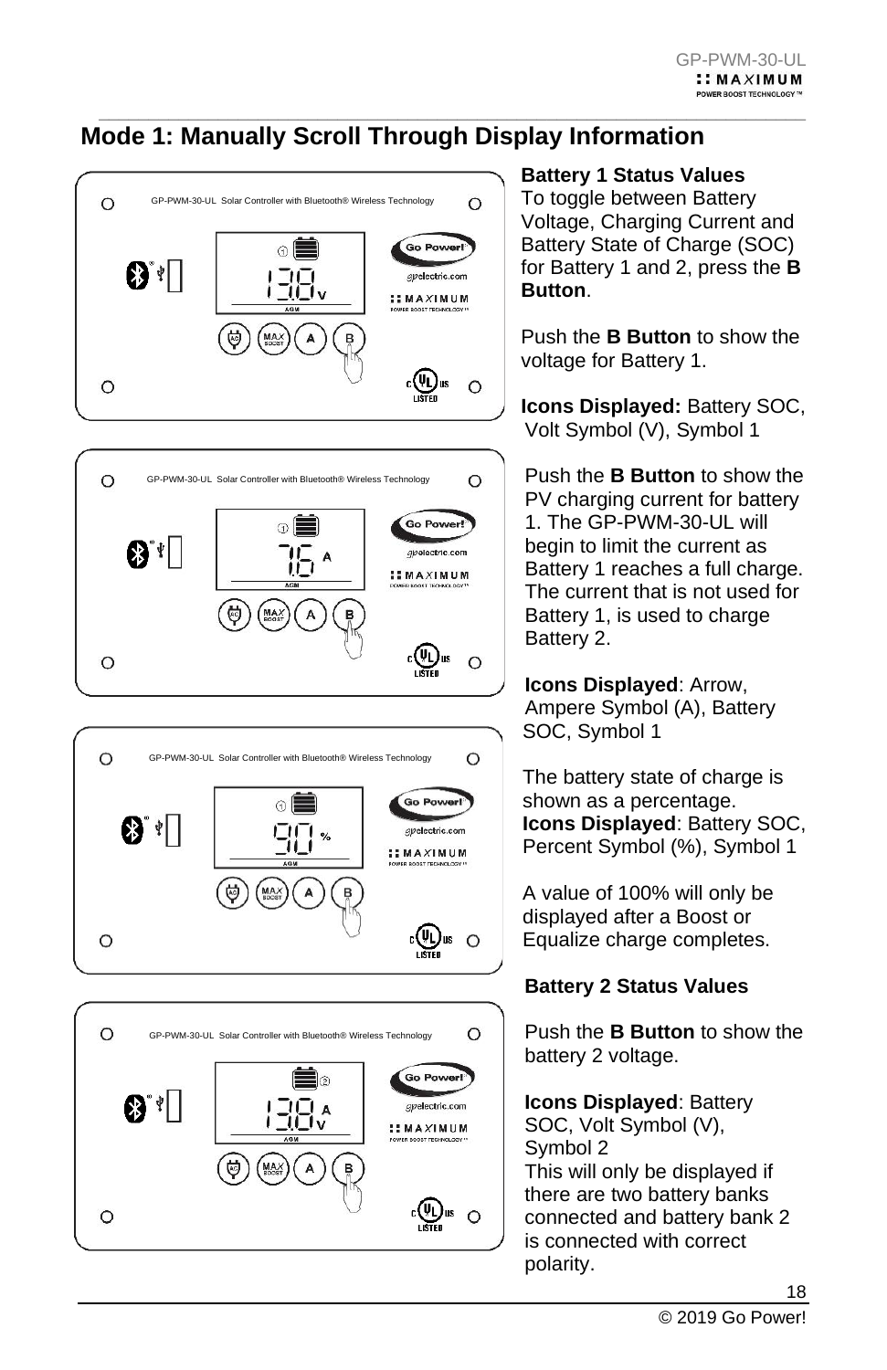## Mode 1: Manually Scroll Through Display Information

**Battery 1 Status Values**

To toggle between Battery Voltage, Charging Current and Battery State of Charge (SOC) for Battery 1 and 2, press the **B Button**.

Push the **B Button** to show the voltage for Battery 1.

**Icons Displayed:** Battery SOC, Volt Symbol (V), Symbol 1

Push the **B Button** to show the PV charging current for battery 1. The GP-PWM-30-UL will begin to limit the current as Battery 1 reaches a full charge. The current that is not used for Battery 1, is used to charge Battery 2.

**Icons Displayed**: Arrow, Ampere Symbol (A), Battery SOC, Symbol 1

The battery state of charge is shown as a percentage.
**Icons Displayed**: Battery SOC, Percent Symbol (%), Symbol 1

A value of 100% will only be displayed after a Boost or Equalize charge completes.

**Battery 2 Status Values**

Push the **B Button** to show the battery 2 voltage.

**Icons Displayed**: Battery SOC, Volt Symbol (V), Symbol 2
This will only be displayed if there are two battery banks connected and battery bank 2 is connected with correct polarity.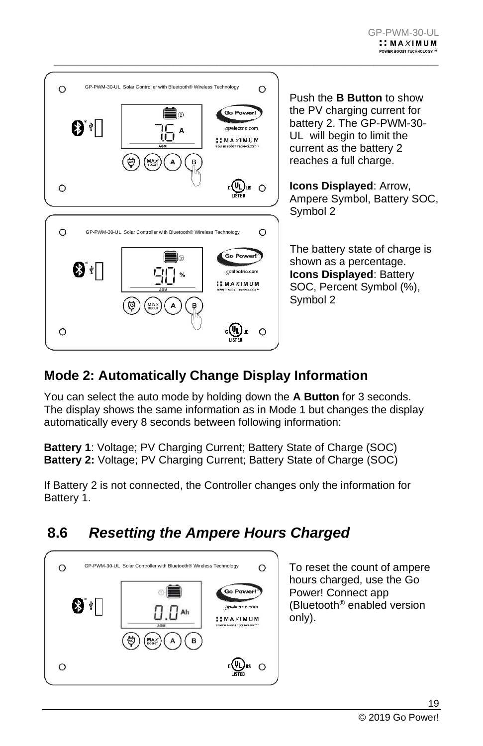Push the **B Button** to show the PV charging current for battery 2. The GP-PWM-30-UL will begin to limit the current as the battery 2 reaches a full charge.

**Icons Displayed**: Arrow, Ampere Symbol, Battery SOC, Symbol 2

The battery state of charge is shown as a percentage.
**Icons Displayed**: Battery SOC, Percent Symbol (%), Symbol 2

## Mode 2: Automatically Change Display Information

You can select the auto mode by holding down the **A Button** for 3 seconds. The display shows the same information as in Mode 1 but changes the display automatically every 8 seconds between following information:

**Battery 1**: Voltage; PV Charging Current; Battery State of Charge (SOC)
**Battery 2:** Voltage; PV Charging Current; Battery State of Charge (SOC)

If Battery 2 is not connected, the Controller changes only the information for Battery 1.

## 8.6 *Resetting the Ampere Hours Charged*

To reset the count of ampere hours charged, use the Go Power! Connect app (Bluetooth® enabled version only).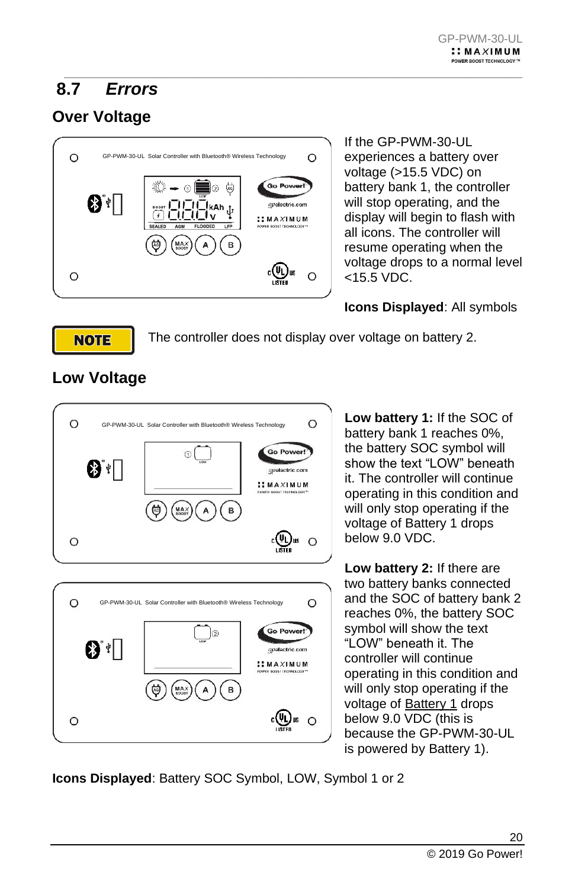## 8.7 *Errors*

### Over Voltage

If the GP-PWM-30-UL experiences a battery over voltage (>15.5 VDC) on battery bank 1, the controller will stop operating, and the display will begin to flash with all icons. The controller will resume operating when the voltage drops to a normal level <15.5 VDC.

**Icons Displayed**: All symbols

**NOTE** The controller does not display over voltage on battery 2.

### Low Voltage

**Low battery 1:** If the SOC of battery bank 1 reaches 0%, the battery SOC symbol will show the text "LOW" beneath it. The controller will continue operating in this condition and will only stop operating if the voltage of Battery 1 drops below 9.0 VDC.

**Low battery 2:** If there are two battery banks connected and the SOC of battery bank 2 reaches 0%, the battery SOC symbol will show the text "LOW" beneath it. The controller will continue operating in this condition and will only stop operating if the voltage of Battery 1 drops below 9.0 VDC (this is because the GP-PWM-30-UL is powered by Battery 1).

**Icons Displayed**: Battery SOC Symbol, LOW, Symbol 1 or 2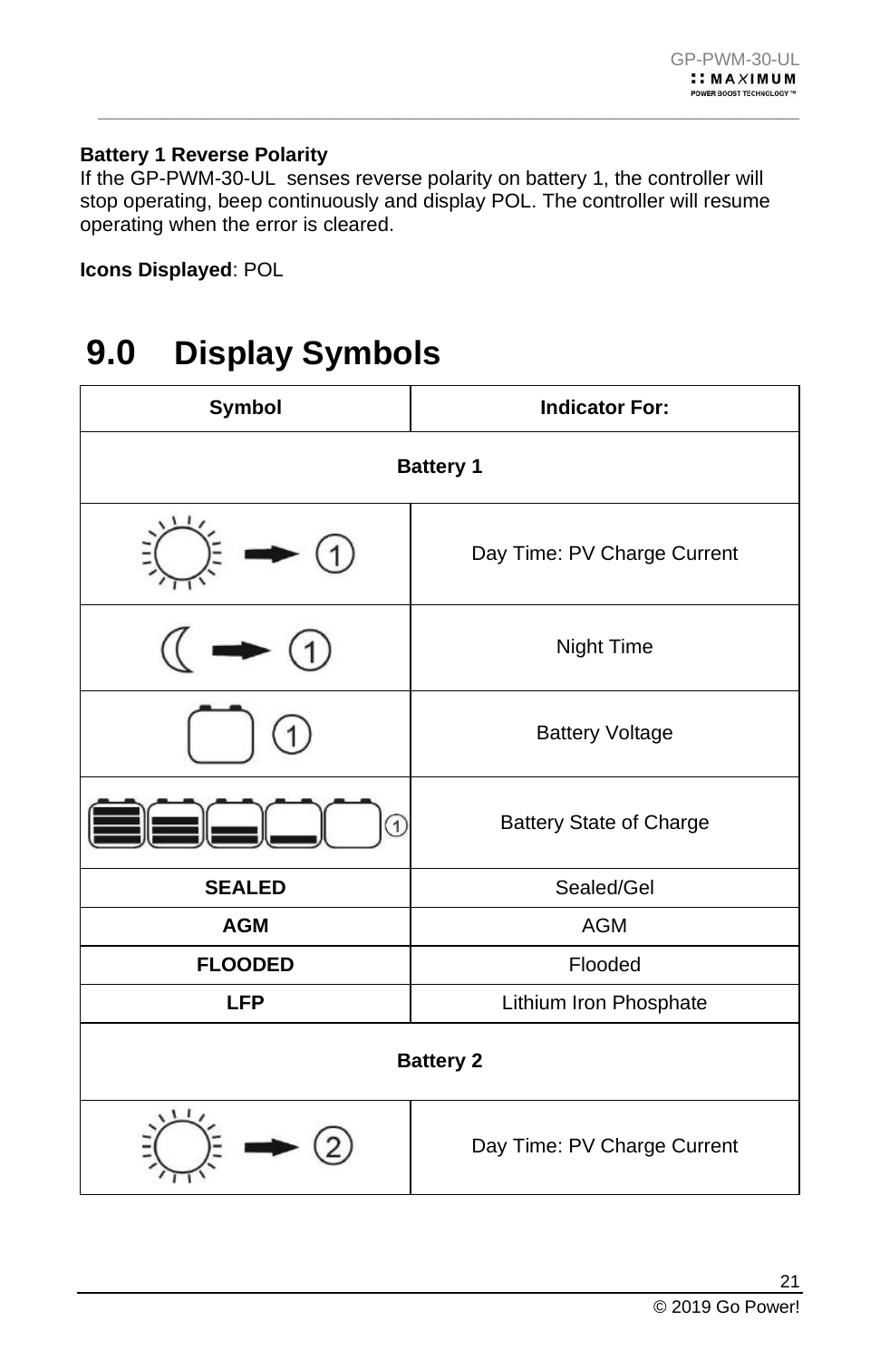**Battery 1 Reverse Polarity**
If the GP-PWM-30-UL senses reverse polarity on battery 1, the controller will stop operating, beep continuously and display POL. The controller will resume operating when the error is cleared.

**Icons Displayed**: POL

# 9.0 Display Symbols

| Symbol | Indicator For: |
|---|---|
| **Battery 1** | |
| ☀ ➡ ① | Day Time: PV Charge Current |
| ☾ ➡ ① | Night Time |
| 🔋 ① | Battery Voltage |
| 🔋🔋🔋🔋🔋 ① | Battery State of Charge |
| **SEALED** | Sealed/Gel |
| **AGM** | AGM |
| **FLOODED** | Flooded |
| **LFP** | Lithium Iron Phosphate |
| **Battery 2** | |
| ☀ ➡ ② | Day Time: PV Charge Current |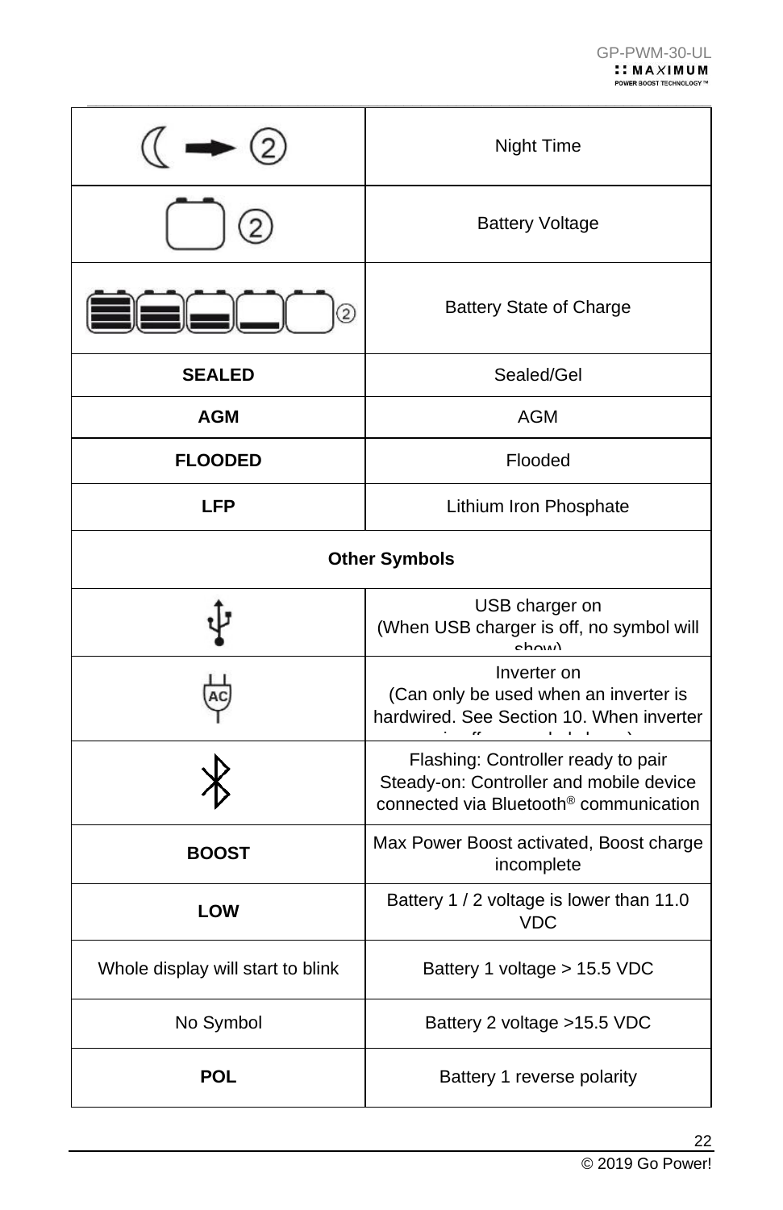| | |
|---|---|
| ☾ ➡ ② | Night Time |
| ▭ ② | Battery Voltage |
| ▤▤▤▭▭ ② | Battery State of Charge |
| **SEALED** | Sealed/Gel |
| **AGM** | AGM |
| **FLOODED** | Flooded |
| **LFP** | Lithium Iron Phosphate |
| **Other Symbols** | |
| USB symbol | USB charger on (When USB charger is off, no symbol will show) |
| AC plug symbol | Inverter on (Can only be used when an inverter is hardwired. See Section 10. When inverter is off, no symbol shows) |
| Bluetooth symbol | Flashing: Controller ready to pair Steady-on: Controller and mobile device connected via Bluetooth® communication |
| **BOOST** | Max Power Boost activated, Boost charge incomplete |
| **LOW** | Battery 1 / 2 voltage is lower than 11.0 VDC |
| Whole display will start to blink | Battery 1 voltage > 15.5 VDC |
| No Symbol | Battery 2 voltage >15.5 VDC |
| **POL** | Battery 1 reverse polarity |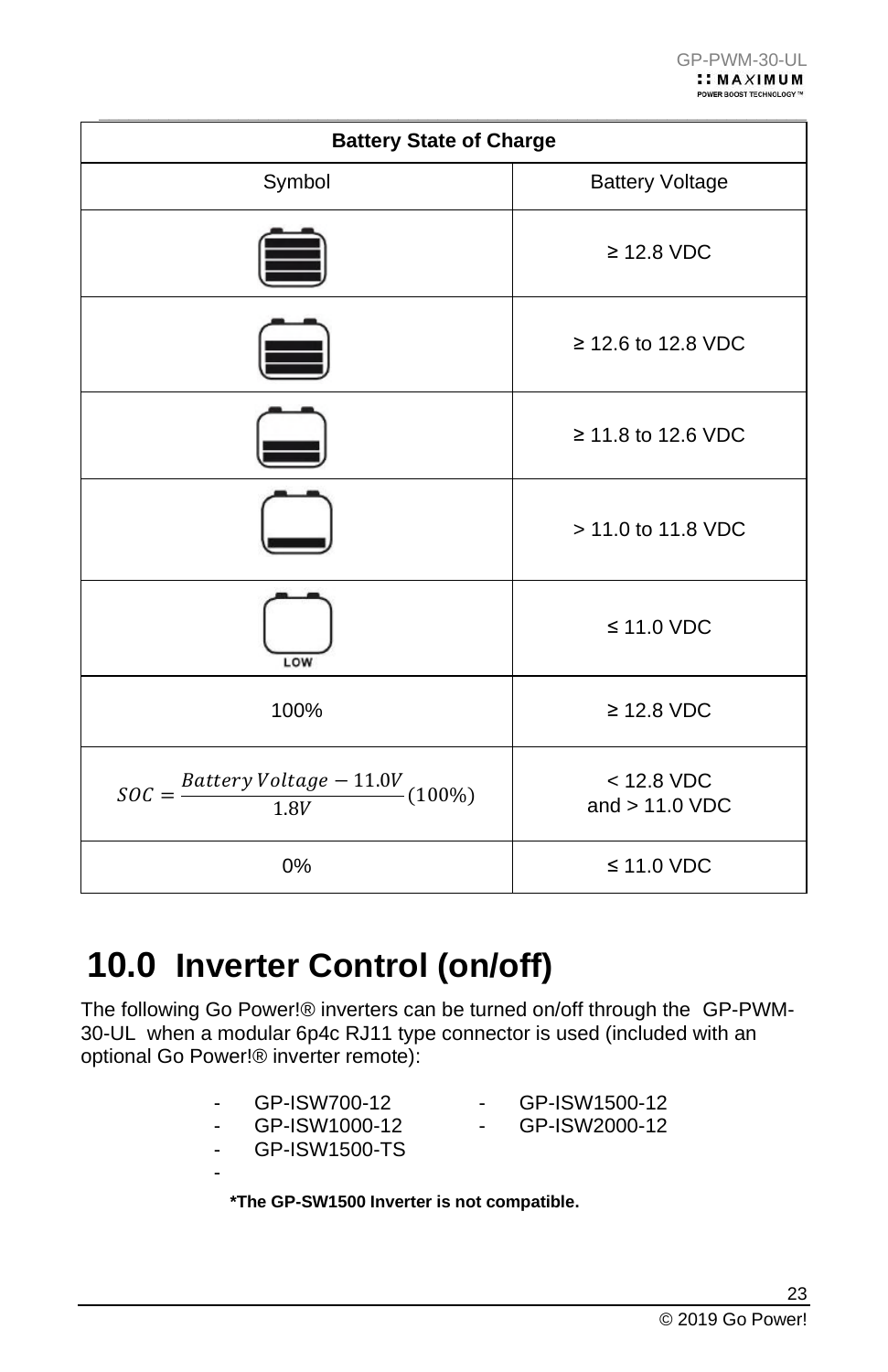| Battery State of Charge | |
|---|---|
| Symbol | Battery Voltage |
| | ≥ 12.8 VDC |
| | ≥ 12.6 to 12.8 VDC |
| | ≥ 11.8 to 12.6 VDC |
| | > 11.0 to 11.8 VDC |
| LOW | ≤ 11.0 VDC |
| 100% | ≥ 12.8 VDC |
| $SOC = \frac{Battery\,Voltage - 11.0V}{1.8V}(100\%)$ | < 12.8 VDC and > 11.0 VDC |
| 0% | ≤ 11.0 VDC |

# 10.0 Inverter Control (on/off)

The following Go Power!® inverters can be turned on/off through the GP-PWM-30-UL when a modular 6p4c RJ11 type connector is used (included with an optional Go Power!® inverter remote):

- GP-ISW700-12
- GP-ISW1000-12
- GP-ISW1500-TS
- GP-ISW1500-12
- GP-ISW2000-12

**\*The GP-SW1500 Inverter is not compatible.**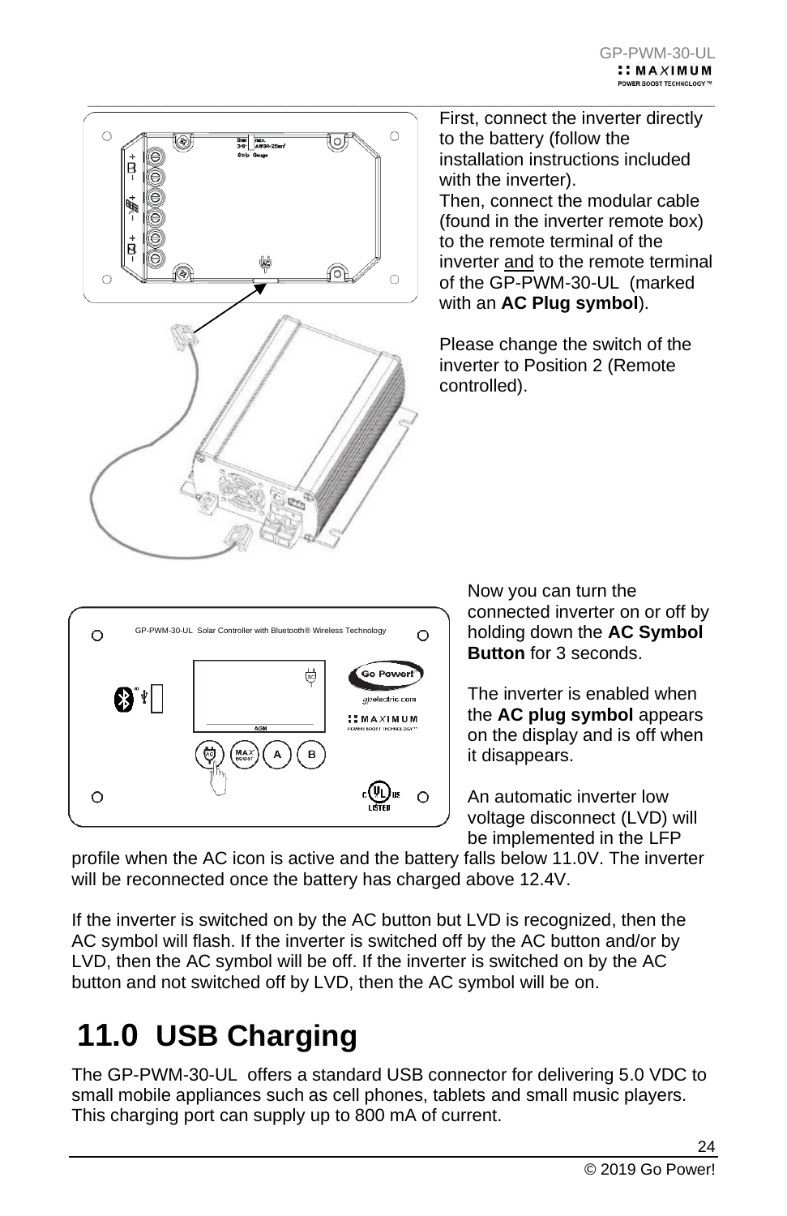First, connect the inverter directly to the battery (follow the installation instructions included with the inverter).

Then, connect the modular cable (found in the inverter remote box) to the remote terminal of the inverter and to the remote terminal of the GP-PWM-30-UL (marked with an **AC Plug symbol**).

Please change the switch of the inverter to Position 2 (Remote controlled).

Now you can turn the connected inverter on or off by holding down the **AC Symbol Button** for 3 seconds.

The inverter is enabled when the **AC plug symbol** appears on the display and is off when it disappears.

An automatic inverter low voltage disconnect (LVD) will be implemented in the LFP profile when the AC icon is active and the battery falls below 11.0V. The inverter will be reconnected once the battery has charged above 12.4V.

If the inverter is switched on by the AC button but LVD is recognized, then the AC symbol will flash. If the inverter is switched off by the AC button and/or by LVD, then the AC symbol will be off. If the inverter is switched on by the AC button and not switched off by LVD, then the AC symbol will be on.

# 11.0 USB Charging

The GP-PWM-30-UL offers a standard USB connector for delivering 5.0 VDC to small mobile appliances such as cell phones, tablets and small music players. This charging port can supply up to 800 mA of current.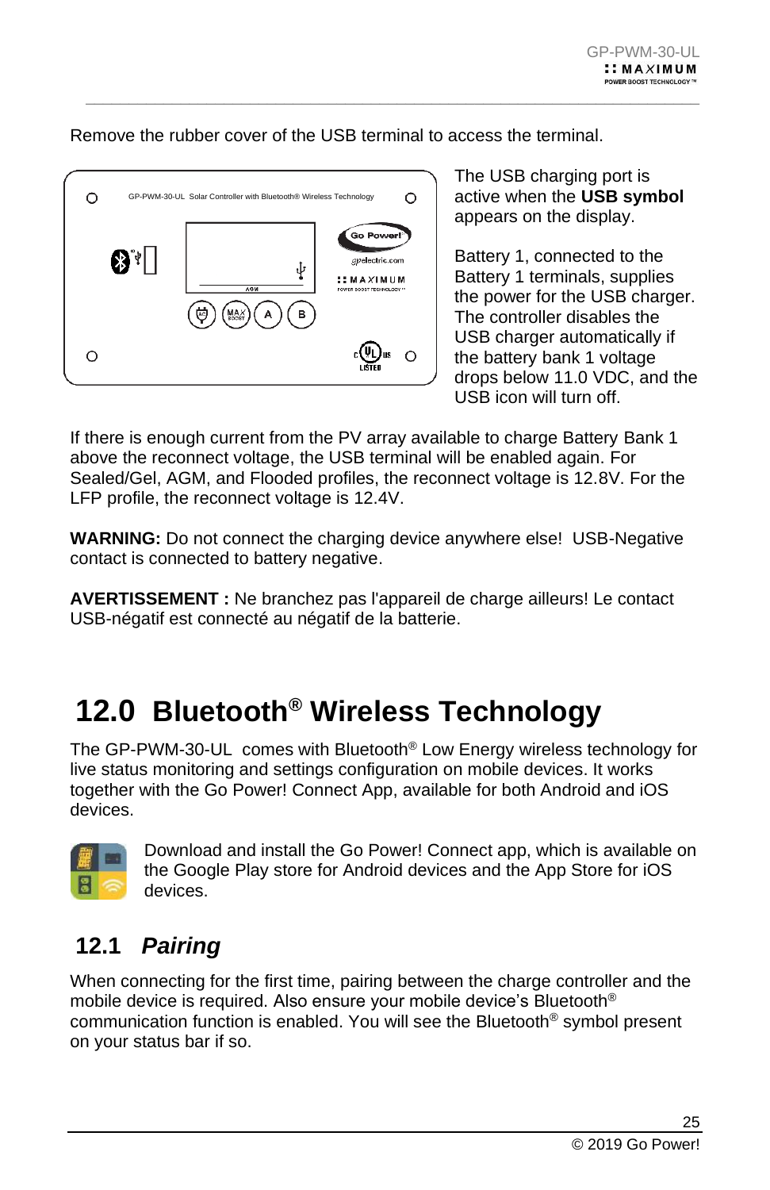Remove the rubber cover of the USB terminal to access the terminal.

The USB charging port is active when the **USB symbol** appears on the display.

Battery 1, connected to the Battery 1 terminals, supplies the power for the USB charger. The controller disables the USB charger automatically if the battery bank 1 voltage drops below 11.0 VDC, and the USB icon will turn off.

If there is enough current from the PV array available to charge Battery Bank 1 above the reconnect voltage, the USB terminal will be enabled again. For Sealed/Gel, AGM, and Flooded profiles, the reconnect voltage is 12.8V. For the LFP profile, the reconnect voltage is 12.4V.

**WARNING:** Do not connect the charging device anywhere else! USB-Negative contact is connected to battery negative.

**AVERTISSEMENT :** Ne branchez pas l'appareil de charge ailleurs! Le contact USB-négatif est connecté au négatif de la batterie.

# 12.0 Bluetooth® Wireless Technology

The GP-PWM-30-UL comes with Bluetooth® Low Energy wireless technology for live status monitoring and settings configuration on mobile devices. It works together with the Go Power! Connect App, available for both Android and iOS devices.

Download and install the Go Power! Connect app, which is available on the Google Play store for Android devices and the App Store for iOS devices.

## 12.1 *Pairing*

When connecting for the first time, pairing between the charge controller and the mobile device is required. Also ensure your mobile device's Bluetooth® communication function is enabled. You will see the Bluetooth® symbol present on your status bar if so.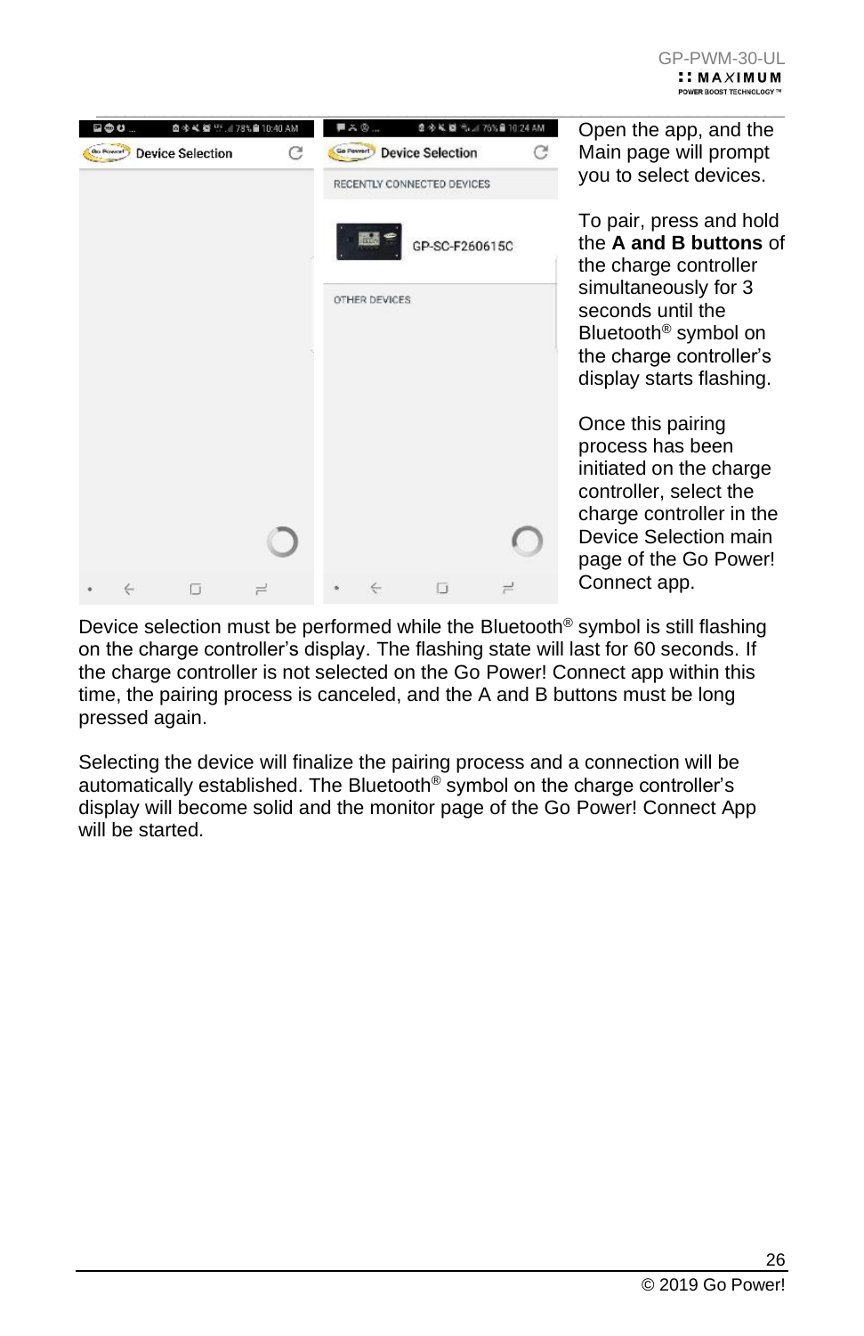Open the app, and the Main page will prompt you to select devices.

To pair, press and hold the **A and B buttons** of the charge controller simultaneously for 3 seconds until the Bluetooth® symbol on the charge controller's display starts flashing.

Once this pairing process has been initiated on the charge controller, select the charge controller in the Device Selection main page of the Go Power! Connect app.

Device selection must be performed while the Bluetooth® symbol is still flashing on the charge controller's display. The flashing state will last for 60 seconds. If the charge controller is not selected on the Go Power! Connect app within this time, the pairing process is canceled, and the A and B buttons must be long pressed again.

Selecting the device will finalize the pairing process and a connection will be automatically established. The Bluetooth® symbol on the charge controller's display will become solid and the monitor page of the Go Power! Connect App will be started.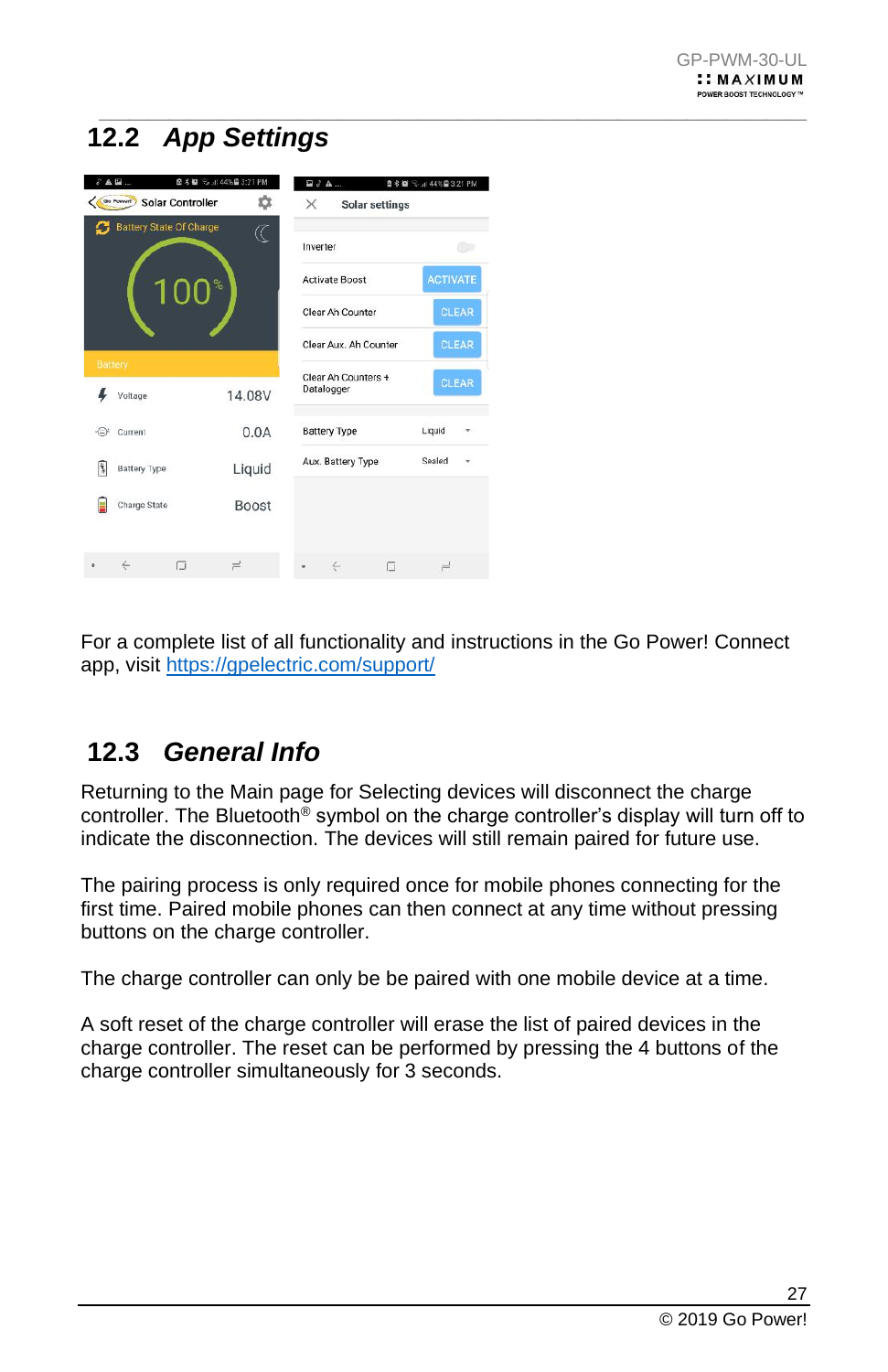## 12.2 *App Settings*

For a complete list of all functionality and instructions in the Go Power! Connect app, visit https://gpelectric.com/support/

## 12.3 *General Info*

Returning to the Main page for Selecting devices will disconnect the charge controller. The Bluetooth® symbol on the charge controller's display will turn off to indicate the disconnection. The devices will still remain paired for future use.

The pairing process is only required once for mobile phones connecting for the first time. Paired mobile phones can then connect at any time without pressing buttons on the charge controller.

The charge controller can only be be paired with one mobile device at a time.

A soft reset of the charge controller will erase the list of paired devices in the charge controller. The reset can be performed by pressing the 4 buttons of the charge controller simultaneously for 3 seconds.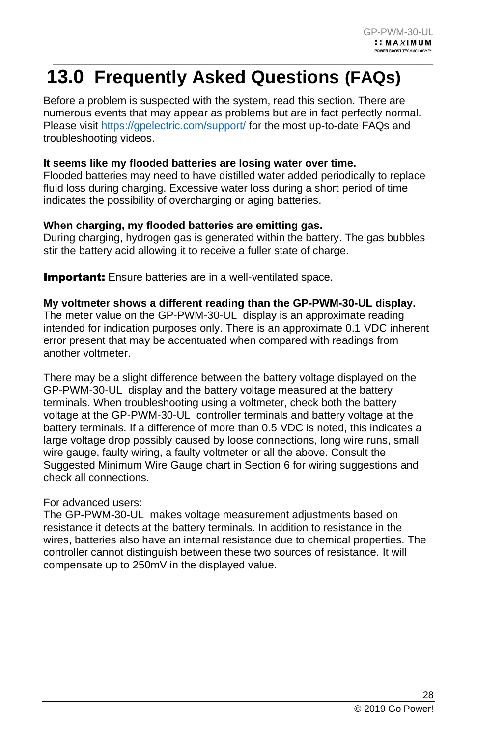# 13.0 Frequently Asked Questions (FAQs)

Before a problem is suspected with the system, read this section. There are numerous events that may appear as problems but are in fact perfectly normal. Please visit [https://gpelectric.com/support/](https://gpelectric.com/support/) for the most up-to-date FAQs and troubleshooting videos.

**It seems like my flooded batteries are losing water over time.**
Flooded batteries may need to have distilled water added periodically to replace fluid loss during charging. Excessive water loss during a short period of time indicates the possibility of overcharging or aging batteries.

**When charging, my flooded batteries are emitting gas.**
During charging, hydrogen gas is generated within the battery. The gas bubbles stir the battery acid allowing it to receive a fuller state of charge.

**Important:** Ensure batteries are in a well-ventilated space.

**My voltmeter shows a different reading than the GP-PWM-30-UL display.**
The meter value on the GP-PWM-30-UL display is an approximate reading intended for indication purposes only. There is an approximate 0.1 VDC inherent error present that may be accentuated when compared with readings from another voltmeter.

There may be a slight difference between the battery voltage displayed on the GP-PWM-30-UL display and the battery voltage measured at the battery terminals. When troubleshooting using a voltmeter, check both the battery voltage at the GP-PWM-30-UL controller terminals and battery voltage at the battery terminals. If a difference of more than 0.5 VDC is noted, this indicates a large voltage drop possibly caused by loose connections, long wire runs, small wire gauge, faulty wiring, a faulty voltmeter or all the above. Consult the Suggested Minimum Wire Gauge chart in Section 6 for wiring suggestions and check all connections.

For advanced users:
The GP-PWM-30-UL makes voltage measurement adjustments based on resistance it detects at the battery terminals. In addition to resistance in the wires, batteries also have an internal resistance due to chemical properties. The controller cannot distinguish between these two sources of resistance. It will compensate up to 250mV in the displayed value.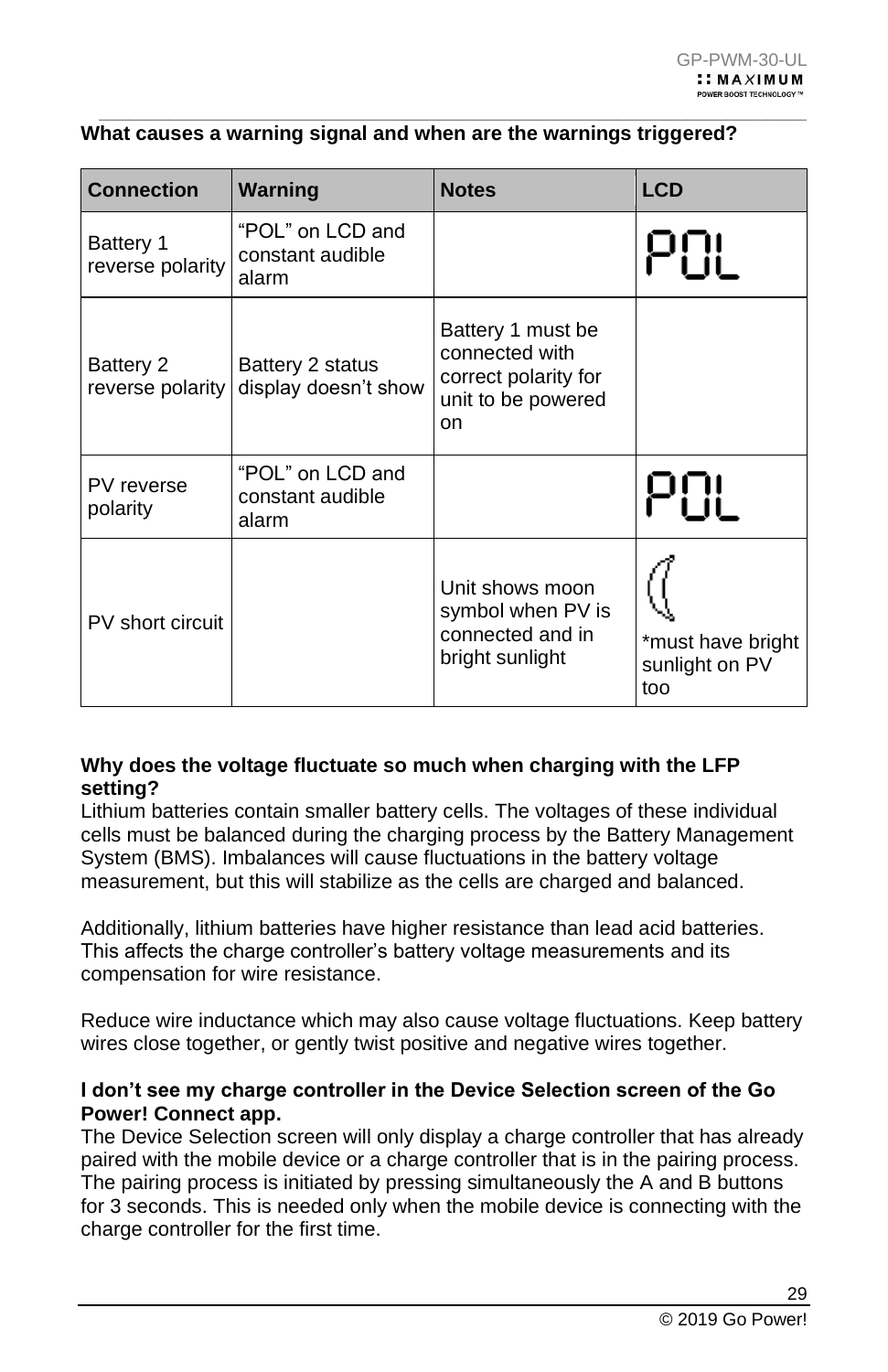**What causes a warning signal and when are the warnings triggered?**

| Connection | Warning | Notes | LCD |
| --- | --- | --- | --- |
| Battery 1 reverse polarity | "POL" on LCD and constant audible alarm | | POL |
| Battery 2 reverse polarity | Battery 2 status display doesn't show | Battery 1 must be connected with correct polarity for unit to be powered on | |
| PV reverse polarity | "POL" on LCD and constant audible alarm | | POL |
| PV short circuit | | Unit shows moon symbol when PV is connected and in bright sunlight | *must have bright sunlight on PV too |

**Why does the voltage fluctuate so much when charging with the LFP setting?**

Lithium batteries contain smaller battery cells. The voltages of these individual cells must be balanced during the charging process by the Battery Management System (BMS). Imbalances will cause fluctuations in the battery voltage measurement, but this will stabilize as the cells are charged and balanced.

Additionally, lithium batteries have higher resistance than lead acid batteries. This affects the charge controller's battery voltage measurements and its compensation for wire resistance.

Reduce wire inductance which may also cause voltage fluctuations. Keep battery wires close together, or gently twist positive and negative wires together.

**I don't see my charge controller in the Device Selection screen of the Go Power! Connect app.**

The Device Selection screen will only display a charge controller that has already paired with the mobile device or a charge controller that is in the pairing process. The pairing process is initiated by pressing simultaneously the A and B buttons for 3 seconds. This is needed only when the mobile device is connecting with the charge controller for the first time.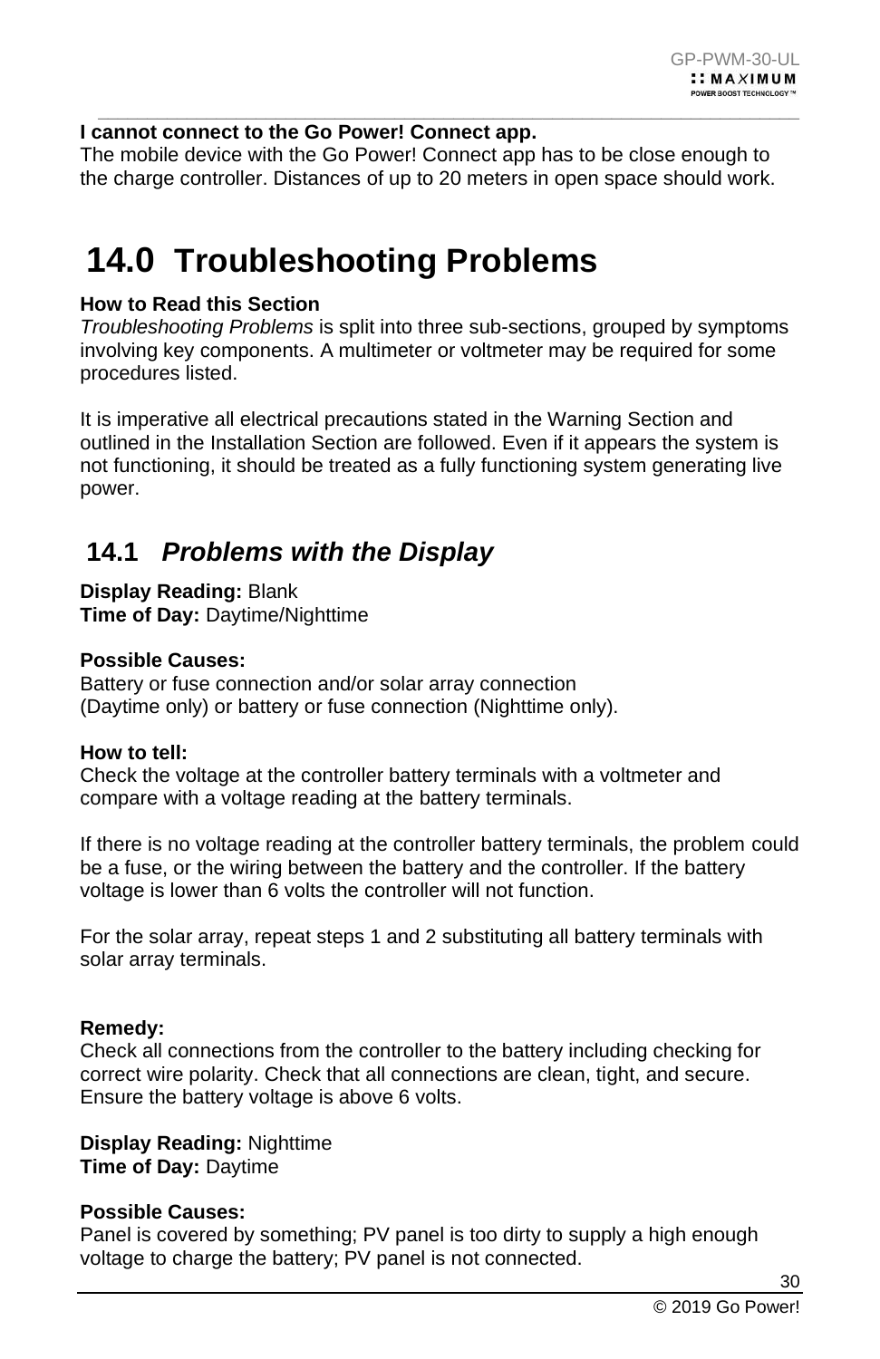**I cannot connect to the Go Power! Connect app.**
The mobile device with the Go Power! Connect app has to be close enough to the charge controller. Distances of up to 20 meters in open space should work.

# 14.0 Troubleshooting Problems

**How to Read this Section**
*Troubleshooting Problems* is split into three sub-sections, grouped by symptoms involving key components. A multimeter or voltmeter may be required for some procedures listed.

It is imperative all electrical precautions stated in the Warning Section and outlined in the Installation Section are followed. Even if it appears the system is not functioning, it should be treated as a fully functioning system generating live power.

## 14.1 *Problems with the Display*

**Display Reading:** Blank
**Time of Day:** Daytime/Nighttime

**Possible Causes:**
Battery or fuse connection and/or solar array connection (Daytime only) or battery or fuse connection (Nighttime only).

**How to tell:**
Check the voltage at the controller battery terminals with a voltmeter and compare with a voltage reading at the battery terminals.

If there is no voltage reading at the controller battery terminals, the problem could be a fuse, or the wiring between the battery and the controller. If the battery voltage is lower than 6 volts the controller will not function.

For the solar array, repeat steps 1 and 2 substituting all battery terminals with solar array terminals.

**Remedy:**
Check all connections from the controller to the battery including checking for correct wire polarity. Check that all connections are clean, tight, and secure. Ensure the battery voltage is above 6 volts.

**Display Reading:** Nighttime
**Time of Day:** Daytime

**Possible Causes:**
Panel is covered by something; PV panel is too dirty to supply a high enough voltage to charge the battery; PV panel is not connected.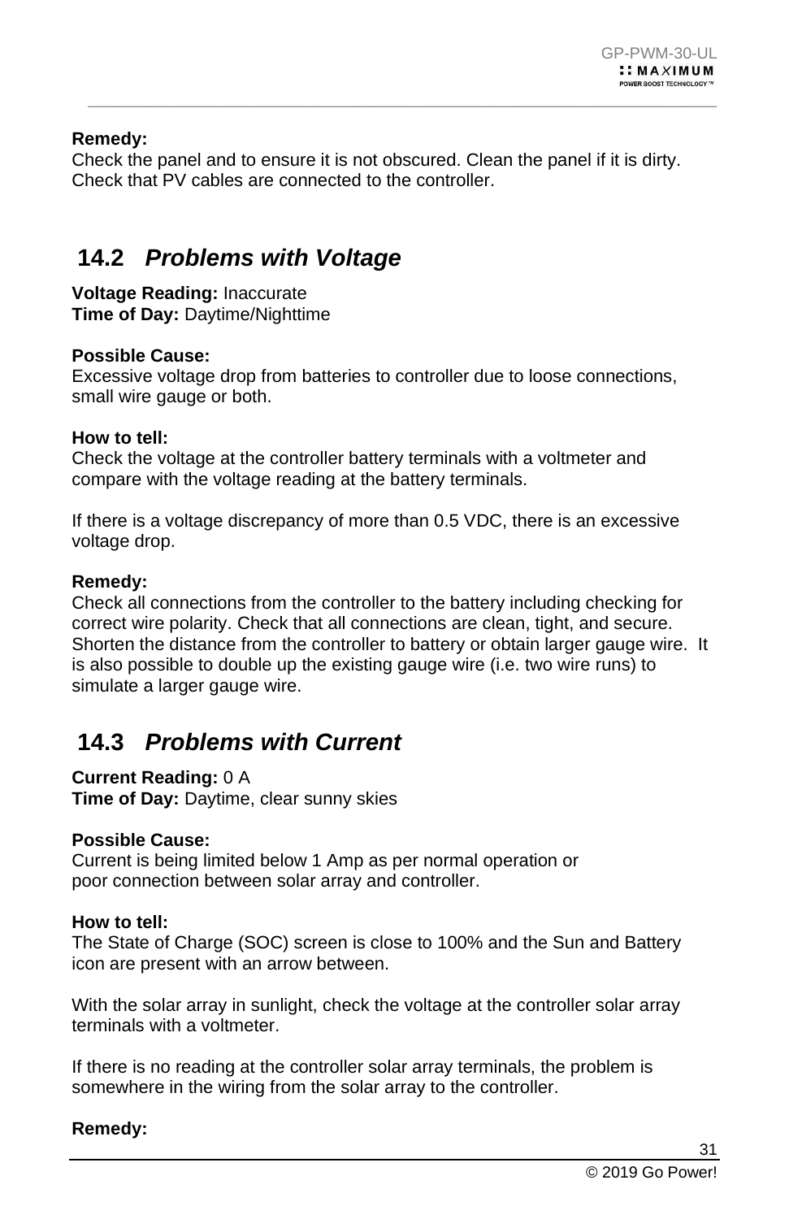**Remedy:**
Check the panel and to ensure it is not obscured. Clean the panel if it is dirty. Check that PV cables are connected to the controller.

## 14.2 *Problems with Voltage*

**Voltage Reading:** Inaccurate
**Time of Day:** Daytime/Nighttime

**Possible Cause:**
Excessive voltage drop from batteries to controller due to loose connections, small wire gauge or both.

**How to tell:**
Check the voltage at the controller battery terminals with a voltmeter and compare with the voltage reading at the battery terminals.

If there is a voltage discrepancy of more than 0.5 VDC, there is an excessive voltage drop.

**Remedy:**
Check all connections from the controller to the battery including checking for correct wire polarity. Check that all connections are clean, tight, and secure. Shorten the distance from the controller to battery or obtain larger gauge wire. It is also possible to double up the existing gauge wire (i.e. two wire runs) to simulate a larger gauge wire.

## 14.3 *Problems with Current*

**Current Reading:** 0 A
**Time of Day:** Daytime, clear sunny skies

**Possible Cause:**
Current is being limited below 1 Amp as per normal operation or poor connection between solar array and controller.

**How to tell:**
The State of Charge (SOC) screen is close to 100% and the Sun and Battery icon are present with an arrow between.

With the solar array in sunlight, check the voltage at the controller solar array terminals with a voltmeter.

If there is no reading at the controller solar array terminals, the problem is somewhere in the wiring from the solar array to the controller.

**Remedy:**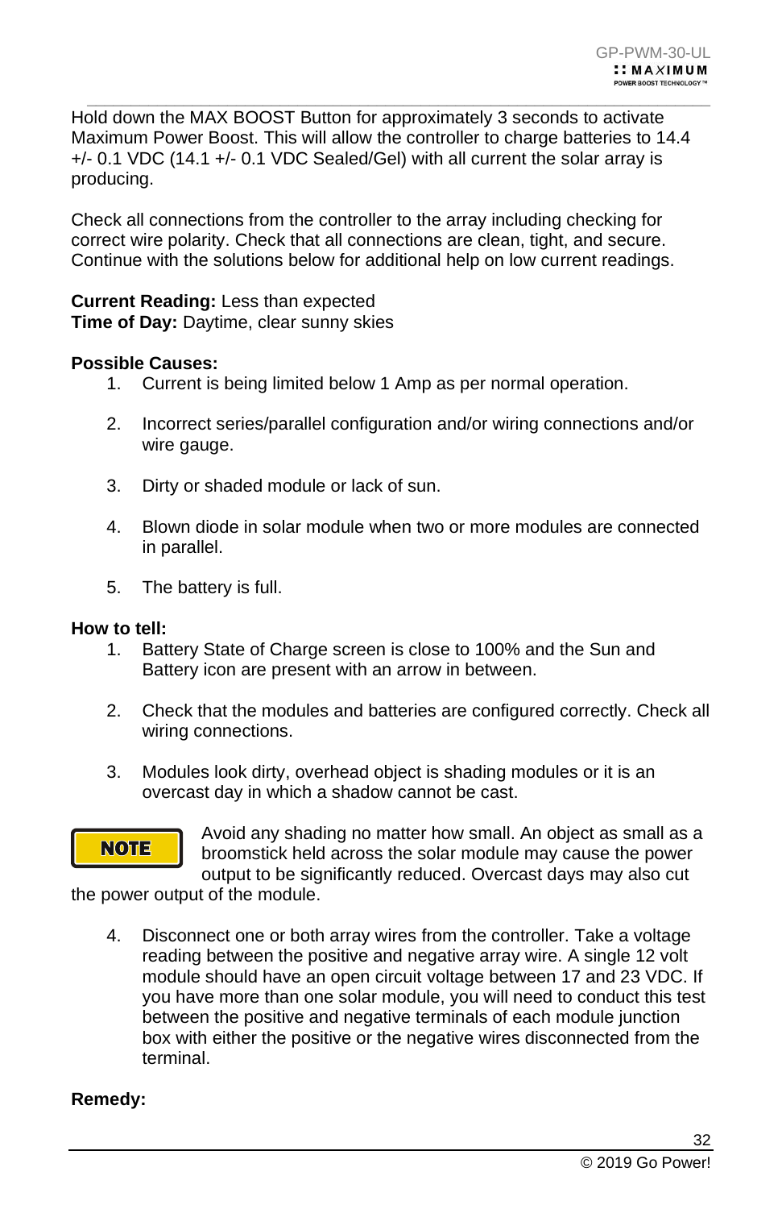Hold down the MAX BOOST Button for approximately 3 seconds to activate Maximum Power Boost. This will allow the controller to charge batteries to 14.4 +/- 0.1 VDC (14.1 +/- 0.1 VDC Sealed/Gel) with all current the solar array is producing.

Check all connections from the controller to the array including checking for correct wire polarity. Check that all connections are clean, tight, and secure. Continue with the solutions below for additional help on low current readings.

**Current Reading:** Less than expected
**Time of Day:** Daytime, clear sunny skies

**Possible Causes:**

1. Current is being limited below 1 Amp as per normal operation.
2. Incorrect series/parallel configuration and/or wiring connections and/or wire gauge.
3. Dirty or shaded module or lack of sun.
4. Blown diode in solar module when two or more modules are connected in parallel.
5. The battery is full.

**How to tell:**

1. Battery State of Charge screen is close to 100% and the Sun and Battery icon are present with an arrow in between.
2. Check that the modules and batteries are configured correctly. Check all wiring connections.
3. Modules look dirty, overhead object is shading modules or it is an overcast day in which a shadow cannot be cast.

**NOTE** Avoid any shading no matter how small. An object as small as a broomstick held across the solar module may cause the power output to be significantly reduced. Overcast days may also cut the power output of the module.

4. Disconnect one or both array wires from the controller. Take a voltage reading between the positive and negative array wire. A single 12 volt module should have an open circuit voltage between 17 and 23 VDC. If you have more than one solar module, you will need to conduct this test between the positive and negative terminals of each module junction box with either the positive or the negative wires disconnected from the terminal.

**Remedy:**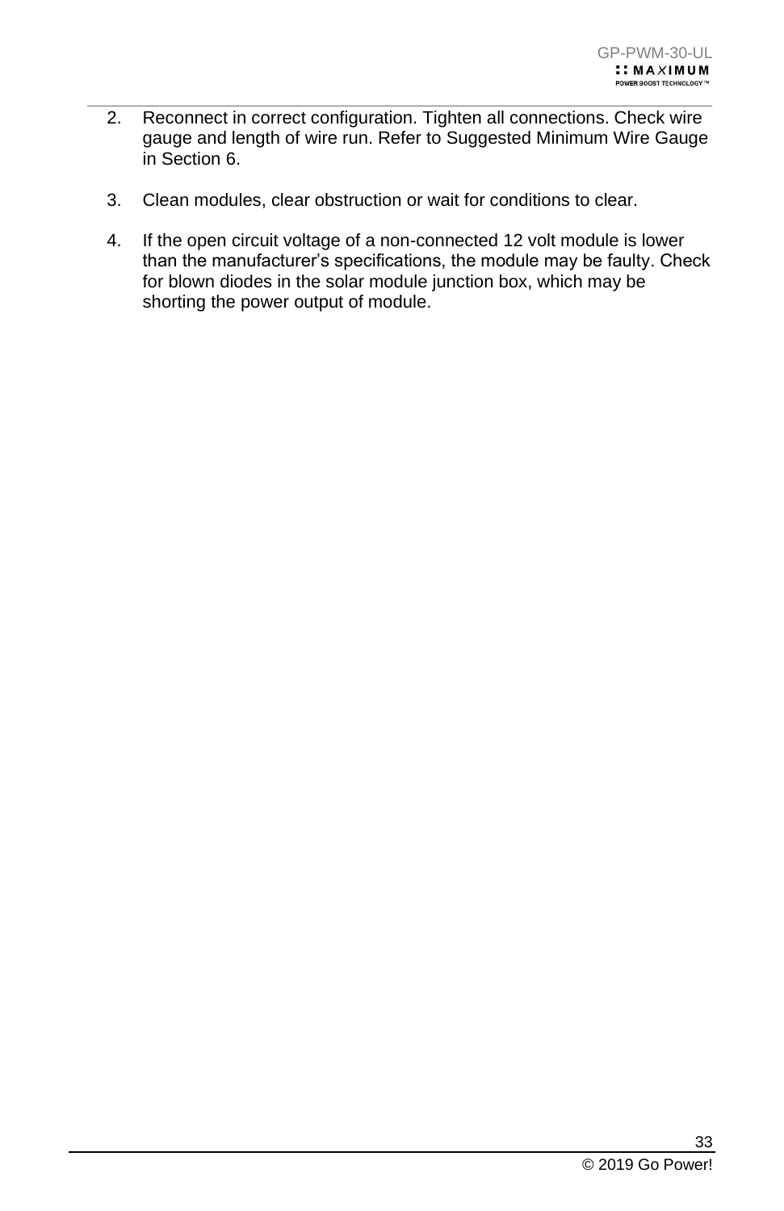2. Reconnect in correct configuration. Tighten all connections. Check wire gauge and length of wire run. Refer to Suggested Minimum Wire Gauge in Section 6.

3. Clean modules, clear obstruction or wait for conditions to clear.

4. If the open circuit voltage of a non-connected 12 volt module is lower than the manufacturer's specifications, the module may be faulty. Check for blown diodes in the solar module junction box, which may be shorting the power output of module.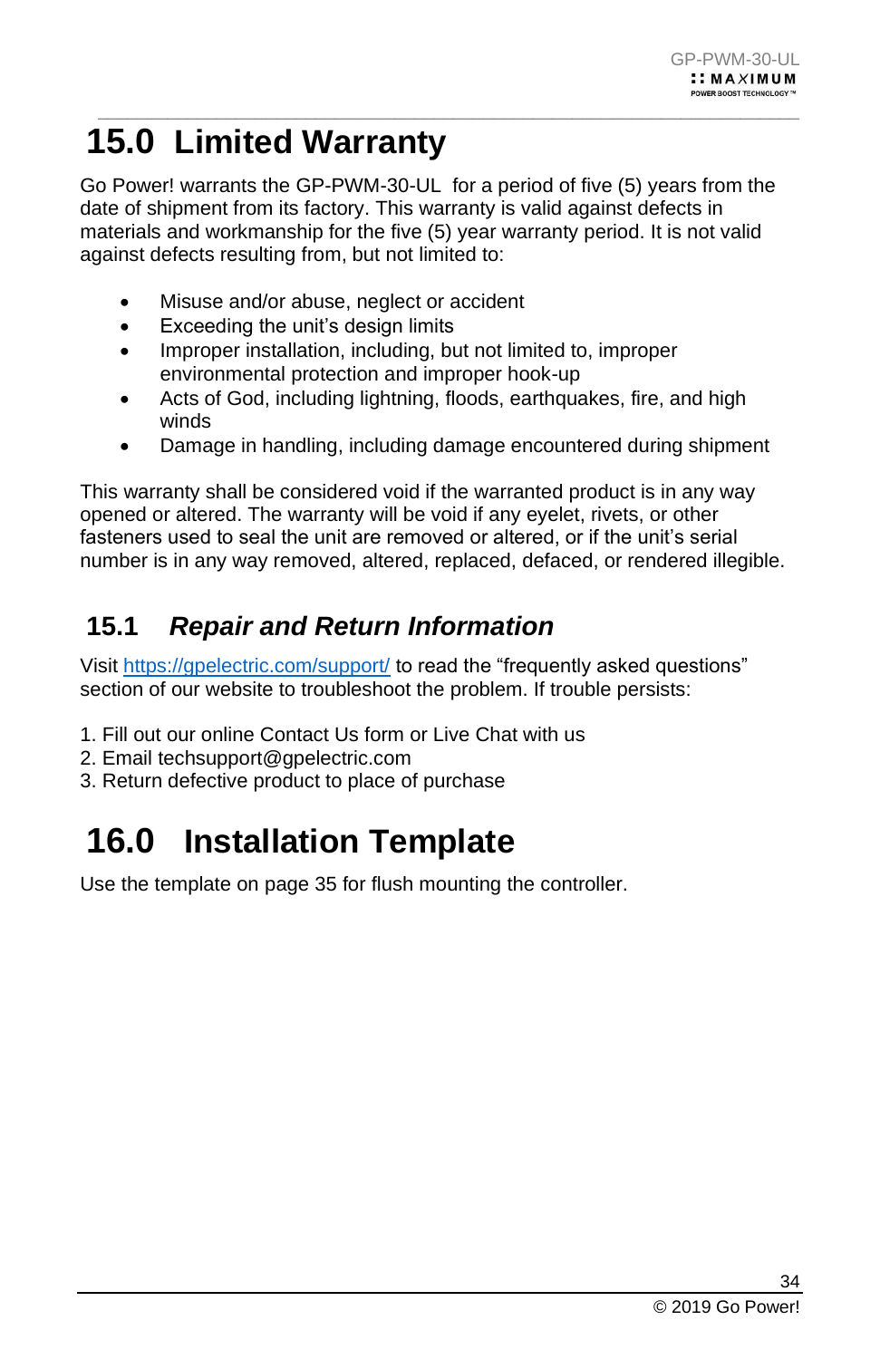# 15.0 Limited Warranty

Go Power! warrants the GP-PWM-30-UL for a period of five (5) years from the date of shipment from its factory. This warranty is valid against defects in materials and workmanship for the five (5) year warranty period. It is not valid against defects resulting from, but not limited to:

- Misuse and/or abuse, neglect or accident
- Exceeding the unit's design limits
- Improper installation, including, but not limited to, improper environmental protection and improper hook-up
- Acts of God, including lightning, floods, earthquakes, fire, and high winds
- Damage in handling, including damage encountered during shipment

This warranty shall be considered void if the warranted product is in any way opened or altered. The warranty will be void if any eyelet, rivets, or other fasteners used to seal the unit are removed or altered, or if the unit's serial number is in any way removed, altered, replaced, defaced, or rendered illegible.

## 15.1 *Repair and Return Information*

Visit https://gpelectric.com/support/ to read the "frequently asked questions" section of our website to troubleshoot the problem. If trouble persists:

1. Fill out our online Contact Us form or Live Chat with us
2. Email techsupport@gpelectric.com
3. Return defective product to place of purchase

# 16.0 Installation Template

Use the template on page 35 for flush mounting the controller.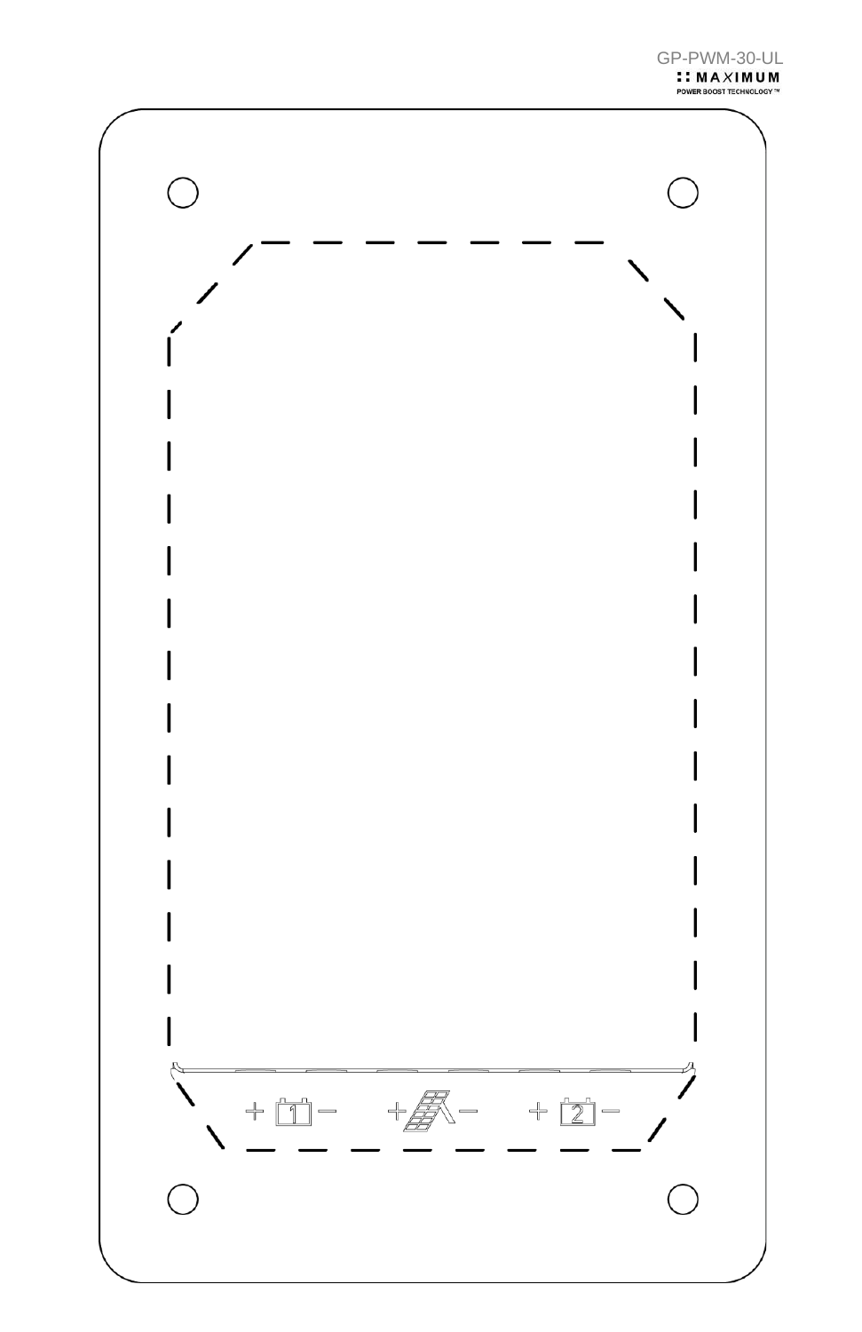GP-PWM-30-UL

:: MAXIMUM

POWER BOOST TECHNOLOGY™

+ 1 −    + −    + 2 −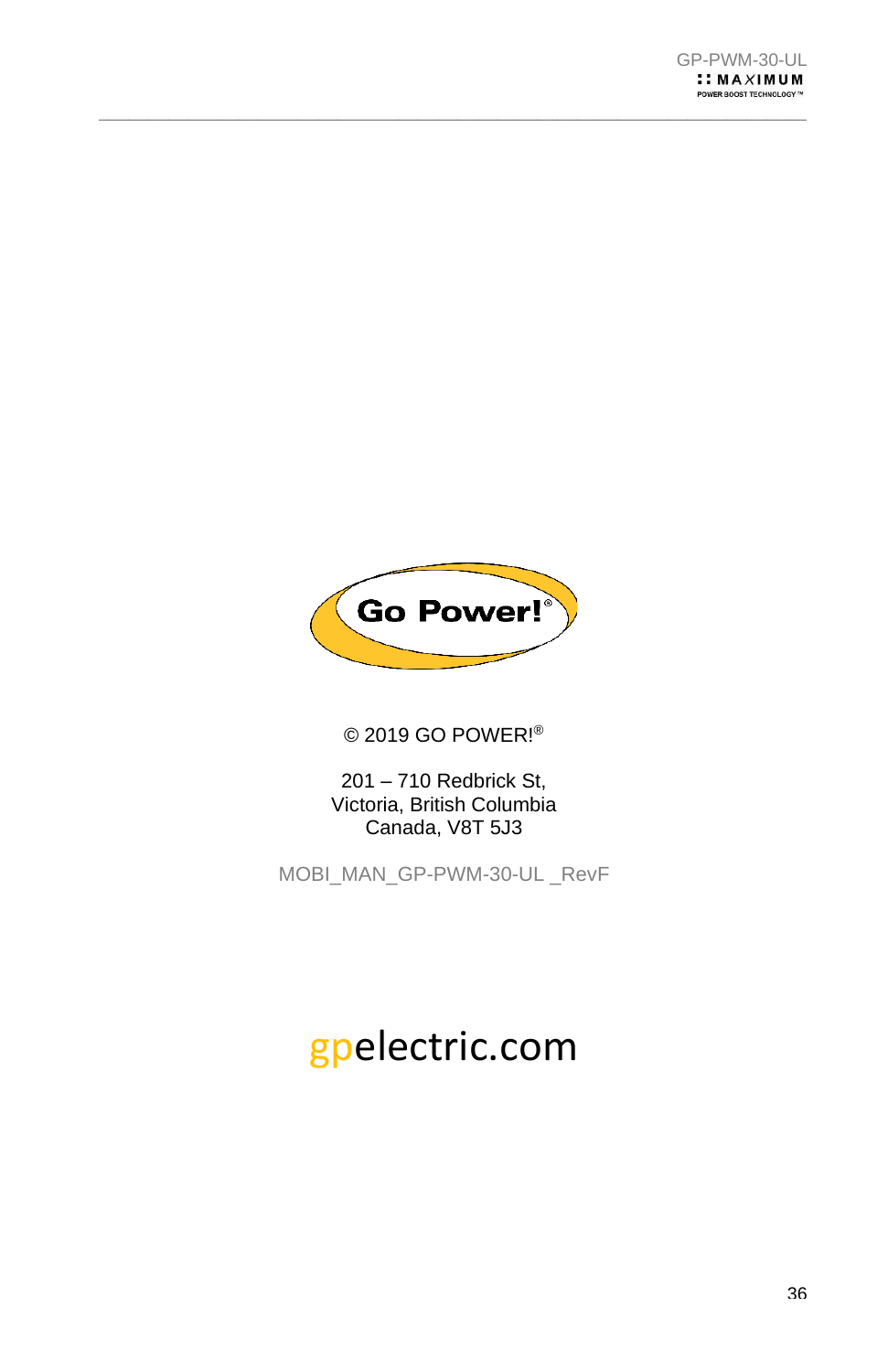Go Power!®

© 2019 GO POWER!®

201 – 710 Redbrick St,
Victoria, British Columbia
Canada, V8T 5J3

MOBI_MAN_GP-PWM-30-UL _RevF

gpelectric.com